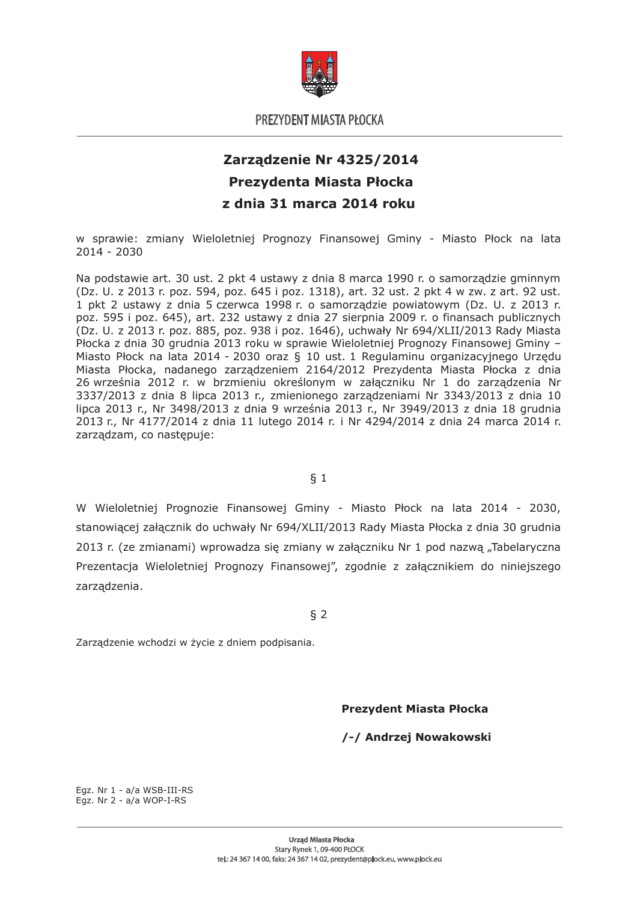PREZYDENT MIASTA PŁOCKA

# Zarządzenie Nr 4325/2014
# Prezydenta Miasta Płocka
# z dnia 31 marca 2014 roku

w sprawie: zmiany Wieloletniej Prognozy Finansowej Gminy - Miasto Płock na lata 2014 - 2030

Na podstawie art. 30 ust. 2 pkt 4 ustawy z dnia 8 marca 1990 r. o samorządzie gminnym (Dz. U. z 2013 r. poz. 594, poz. 645 i poz. 1318), art. 32 ust. 2 pkt 4 w zw. z art. 92 ust. 1 pkt 2 ustawy z dnia 5 czerwca 1998 r. o samorządzie powiatowym (Dz. U. z 2013 r. poz. 595 i poz. 645), art. 232 ustawy z dnia 27 sierpnia 2009 r. o finansach publicznych (Dz. U. z 2013 r. poz. 885, poz. 938 i poz. 1646), uchwały Nr 694/XLII/2013 Rady Miasta Płocka z dnia 30 grudnia 2013 roku w sprawie Wieloletniej Prognozy Finansowej Gminy – Miasto Płock na lata 2014 - 2030 oraz § 10 ust. 1 Regulaminu organizacyjnego Urzędu Miasta Płocka, nadanego zarządzeniem 2164/2012 Prezydenta Miasta Płocka z dnia 26 września 2012 r. w brzmieniu określonym w załączniku Nr 1 do zarządzenia Nr 3337/2013 z dnia 8 lipca 2013 r., zmienionego zarządzeniami Nr 3343/2013 z dnia 10 lipca 2013 r., Nr 3498/2013 z dnia 9 września 2013 r., Nr 3949/2013 z dnia 18 grudnia 2013 r., Nr 4177/2014 z dnia 11 lutego 2014 r. i Nr 4294/2014 z dnia 24 marca 2014 r. zarządzam, co następuje:

§ 1

W Wieloletniej Prognozie Finansowej Gminy - Miasto Płock na lata 2014 - 2030, stanowiącej załącznik do uchwały Nr 694/XLII/2013 Rady Miasta Płocka z dnia 30 grudnia 2013 r. (ze zmianami) wprowadza się zmiany w załączniku Nr 1 pod nazwą „Tabelaryczna Prezentacja Wieloletniej Prognozy Finansowej", zgodnie z załącznikiem do niniejszego zarządzenia.

§ 2

Zarządzenie wchodzi w życie z dniem podpisania.

**Prezydent Miasta Płocka**

**/-/ Andrzej Nowakowski**

Egz. Nr 1 - a/a WSB-III-RS
Egz. Nr 2 - a/a WOP-I-RS

Urząd Miasta Płocka
Stary Rynek 1, 09-400 PŁOCK
tel.: 24 367 14 00, faks: 24 367 14 02, prezydent@plock.eu, www.plock.eu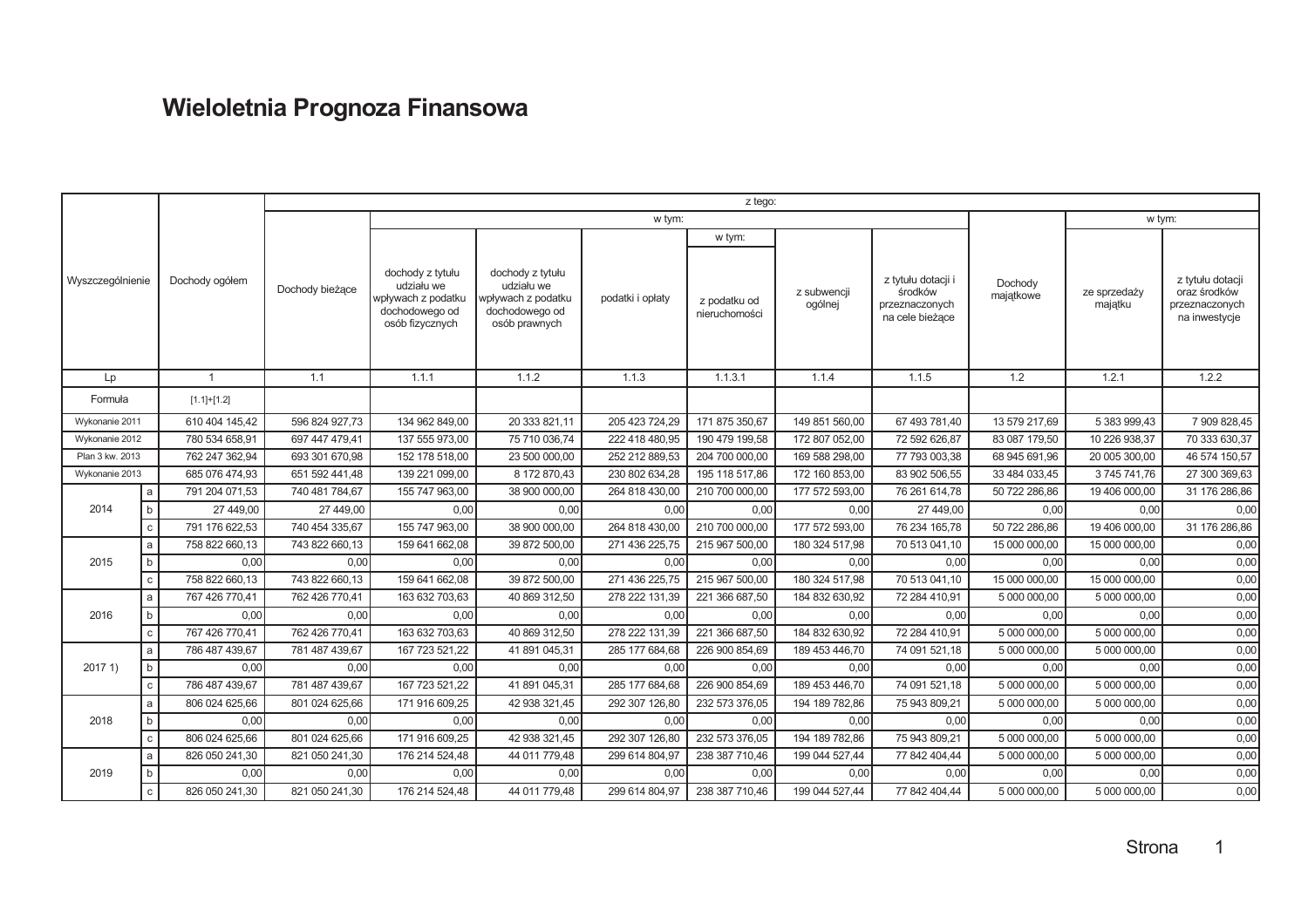# Wieloletnia Prognoza Finansowa

| Wyszczególnienie | | Dochody ogółem | z tego: | | | | | | | | | |
|---|---|---|---|---|---|---|---|---|---|---|---|---|
| | | | Dochody bieżące | w tym: | | | | | | Dochody majątkowe | w tym: | |
| | | | | dochody z tytułu udziału we wpływach z podatku dochodowego od osób fizycznych | dochody z tytułu udziału we wpływach z podatku dochodowego od osób prawnych | podatki i opłaty | w tym: z podatku od nieruchomości | z subwencji ogólnej | z tytułu dotacji i środków przeznaczonych na cele bieżące | | ze sprzedaży majątku | z tytułu dotacji oraz środków przeznaczonych na inwestycje |
| Lp | | 1 | 1.1 | 1.1.1 | 1.1.2 | 1.1.3 | 1.1.3.1 | 1.1.4 | 1.1.5 | 1.2 | 1.2.1 | 1.2.2 |
| Formuła | | [1.1]+[1.2] | | | | | | | | | | |
| Wykonanie 2011 | | 610 404 145,42 | 596 824 927,73 | 134 962 849,00 | 20 333 821,11 | 205 423 724,29 | 171 875 350,67 | 149 851 560,00 | 67 493 781,40 | 13 579 217,69 | 5 383 999,43 | 7 909 828,45 |
| Wykonanie 2012 | | 780 534 658,91 | 697 447 479,41 | 137 555 973,00 | 75 710 036,74 | 222 418 480,95 | 190 479 199,58 | 172 807 052,00 | 72 592 626,87 | 83 087 179,50 | 10 226 938,37 | 70 333 630,37 |
| Plan 3 kw. 2013 | | 762 247 362,94 | 693 301 670,98 | 152 178 518,00 | 23 500 000,00 | 252 212 889,53 | 204 700 000,00 | 169 588 298,00 | 77 793 003,38 | 68 945 691,96 | 20 005 300,00 | 46 574 150,57 |
| Wykonanie 2013 | | 685 076 474,93 | 651 592 441,48 | 139 221 099,00 | 8 172 870,43 | 230 802 634,28 | 195 118 517,86 | 172 160 853,00 | 83 902 506,55 | 33 484 033,45 | 3 745 741,76 | 27 300 369,63 |
| 2014 | a | 791 204 071,53 | 740 481 784,67 | 155 747 963,00 | 38 900 000,00 | 264 818 430,00 | 210 700 000,00 | 177 572 593,00 | 76 261 614,78 | 50 722 286,86 | 19 406 000,00 | 31 176 286,86 |
| | b | 27 449,00 | 27 449,00 | 0,00 | 0,00 | 0,00 | 0,00 | 0,00 | 27 449,00 | 0,00 | 0,00 | 0,00 |
| | c | 791 176 622,53 | 740 454 335,67 | 155 747 963,00 | 38 900 000,00 | 264 818 430,00 | 210 700 000,00 | 177 572 593,00 | 76 234 165,78 | 50 722 286,86 | 19 406 000,00 | 31 176 286,86 |
| 2015 | a | 758 822 660,13 | 743 822 660,13 | 159 641 662,08 | 39 872 500,00 | 271 436 225,75 | 215 967 500,00 | 180 324 517,98 | 70 513 041,10 | 15 000 000,00 | 15 000 000,00 | 0,00 |
| | b | 0,00 | 0,00 | 0,00 | 0,00 | 0,00 | 0,00 | 0,00 | 0,00 | 0,00 | 0,00 | 0,00 |
| | c | 758 822 660,13 | 743 822 660,13 | 159 641 662,08 | 39 872 500,00 | 271 436 225,75 | 215 967 500,00 | 180 324 517,98 | 70 513 041,10 | 15 000 000,00 | 15 000 000,00 | 0,00 |
| 2016 | a | 767 426 770,41 | 762 426 770,41 | 163 632 703,63 | 40 869 312,50 | 278 222 131,39 | 221 366 687,50 | 184 832 630,92 | 72 284 410,91 | 5 000 000,00 | 5 000 000,00 | 0,00 |
| | b | 0,00 | 0,00 | 0,00 | 0,00 | 0,00 | 0,00 | 0,00 | 0,00 | 0,00 | 0,00 | 0,00 |
| | c | 767 426 770,41 | 762 426 770,41 | 163 632 703,63 | 40 869 312,50 | 278 222 131,39 | 221 366 687,50 | 184 832 630,92 | 72 284 410,91 | 5 000 000,00 | 5 000 000,00 | 0,00 |
| 2017 1) | a | 786 487 439,67 | 781 487 439,67 | 167 723 521,22 | 41 891 045,31 | 285 177 684,68 | 226 900 854,69 | 189 453 446,70 | 74 091 521,18 | 5 000 000,00 | 5 000 000,00 | 0,00 |
| | b | 0,00 | 0,00 | 0,00 | 0,00 | 0,00 | 0,00 | 0,00 | 0,00 | 0,00 | 0,00 | 0,00 |
| | c | 786 487 439,67 | 781 487 439,67 | 167 723 521,22 | 41 891 045,31 | 285 177 684,68 | 226 900 854,69 | 189 453 446,70 | 74 091 521,18 | 5 000 000,00 | 5 000 000,00 | 0,00 |
| 2018 | a | 806 024 625,66 | 801 024 625,66 | 171 916 609,25 | 42 938 321,45 | 292 307 126,80 | 232 573 376,05 | 194 189 782,86 | 75 943 809,21 | 5 000 000,00 | 5 000 000,00 | 0,00 |
| | b | 0,00 | 0,00 | 0,00 | 0,00 | 0,00 | 0,00 | 0,00 | 0,00 | 0,00 | 0,00 | 0,00 |
| | c | 806 024 625,66 | 801 024 625,66 | 171 916 609,25 | 42 938 321,45 | 292 307 126,80 | 232 573 376,05 | 194 189 782,86 | 75 943 809,21 | 5 000 000,00 | 5 000 000,00 | 0,00 |
| 2019 | a | 826 050 241,30 | 821 050 241,30 | 176 214 524,48 | 44 011 779,48 | 299 614 804,97 | 238 387 710,46 | 199 044 527,44 | 77 842 404,44 | 5 000 000,00 | 5 000 000,00 | 0,00 |
| | b | 0,00 | 0,00 | 0,00 | 0,00 | 0,00 | 0,00 | 0,00 | 0,00 | 0,00 | 0,00 | 0,00 |
| | c | 826 050 241,30 | 821 050 241,30 | 176 214 524,48 | 44 011 779,48 | 299 614 804,97 | 238 387 710,46 | 199 044 527,44 | 77 842 404,44 | 5 000 000,00 | 5 000 000,00 | 0,00 |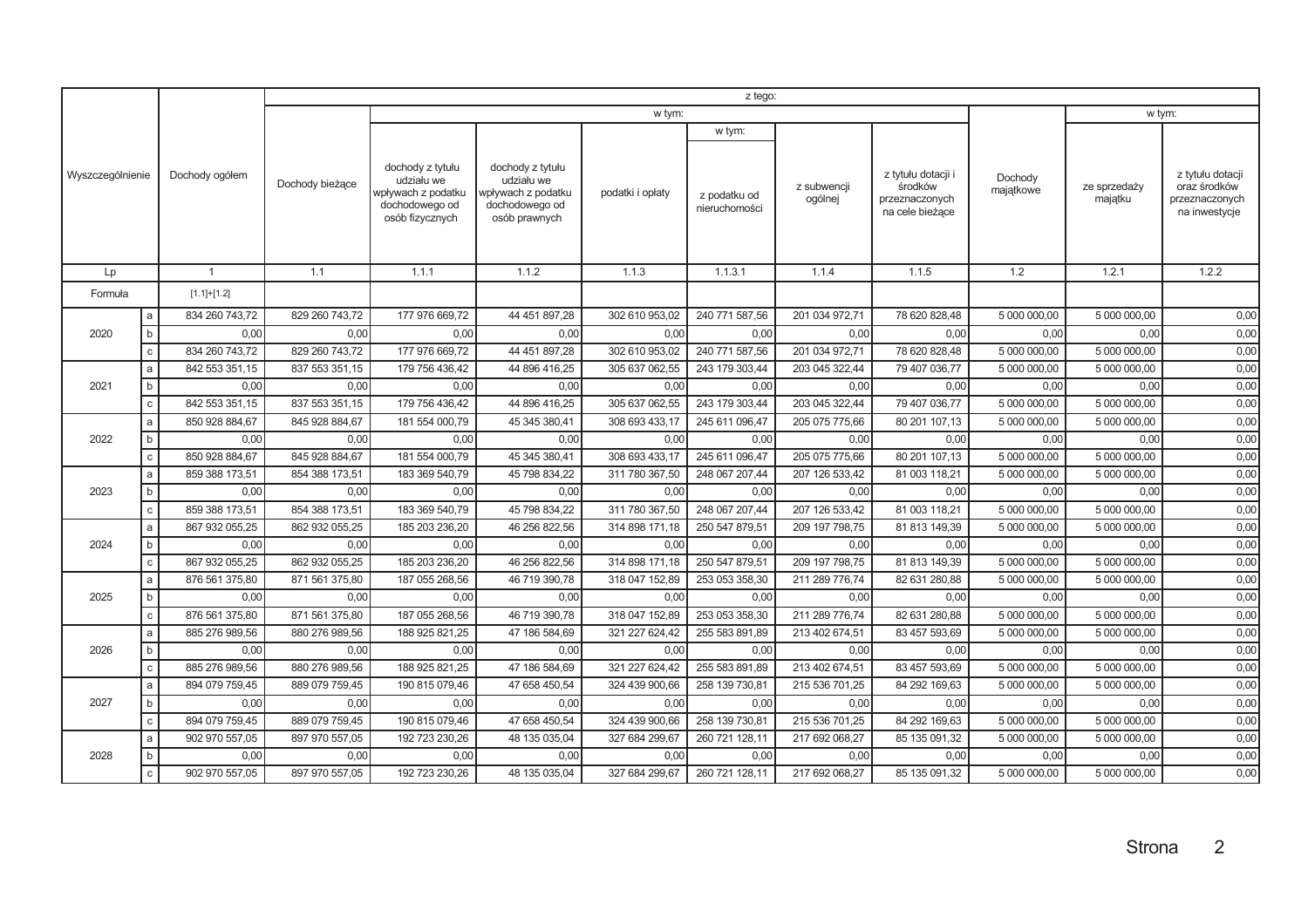| Wyszczególnienie | | Dochody ogółem | z tego: | | | | | | | | | |
|---|---|---|---|---|---|---|---|---|---|---|---|---|
| | | | Dochody bieżące | w tym: | | | | | | Dochody majątkowe | w tym: | |
| | | | | dochody z tytułu udziału we wpływach z podatku dochodowego od osób fizycznych | dochody z tytułu udziału we wpływach z podatku dochodowego od osób prawnych | podatki i opłaty | w tym: z podatku od nieruchomości | z subwencji ogólnej | z tytułu dotacji i środków przeznaczonych na cele bieżące | | ze sprzedaży majątku | z tytułu dotacji oraz środków przeznaczonych na inwestycje |
| Lp | | 1 | 1.1 | 1.1.1 | 1.1.2 | 1.1.3 | 1.1.3.1 | 1.1.4 | 1.1.5 | 1.2 | 1.2.1 | 1.2.2 |
| Formuła | | [1.1]+[1.2] | | | | | | | | | | |
| 2020 | a | 834 260 743,72 | 829 260 743,72 | 177 976 669,72 | 44 451 897,28 | 302 610 953,02 | 240 771 587,56 | 201 034 972,71 | 78 620 828,48 | 5 000 000,00 | 5 000 000,00 | 0,00 |
| | b | 0,00 | 0,00 | 0,00 | 0,00 | 0,00 | 0,00 | 0,00 | 0,00 | 0,00 | 0,00 | 0,00 |
| | c | 834 260 743,72 | 829 260 743,72 | 177 976 669,72 | 44 451 897,28 | 302 610 953,02 | 240 771 587,56 | 201 034 972,71 | 78 620 828,48 | 5 000 000,00 | 5 000 000,00 | 0,00 |
| 2021 | a | 842 553 351,15 | 837 553 351,15 | 179 756 436,42 | 44 896 416,25 | 305 637 062,55 | 243 179 303,44 | 203 045 322,44 | 79 407 036,77 | 5 000 000,00 | 5 000 000,00 | 0,00 |
| | b | 0,00 | 0,00 | 0,00 | 0,00 | 0,00 | 0,00 | 0,00 | 0,00 | 0,00 | 0,00 | 0,00 |
| | c | 842 553 351,15 | 837 553 351,15 | 179 756 436,42 | 44 896 416,25 | 305 637 062,55 | 243 179 303,44 | 203 045 322,44 | 79 407 036,77 | 5 000 000,00 | 5 000 000,00 | 0,00 |
| 2022 | a | 850 928 884,67 | 845 928 884,67 | 181 554 000,79 | 45 345 380,41 | 308 693 433,17 | 245 611 096,47 | 205 075 775,66 | 80 201 107,13 | 5 000 000,00 | 5 000 000,00 | 0,00 |
| | b | 0,00 | 0,00 | 0,00 | 0,00 | 0,00 | 0,00 | 0,00 | 0,00 | 0,00 | 0,00 | 0,00 |
| | c | 850 928 884,67 | 845 928 884,67 | 181 554 000,79 | 45 345 380,41 | 308 693 433,17 | 245 611 096,47 | 205 075 775,66 | 80 201 107,13 | 5 000 000,00 | 5 000 000,00 | 0,00 |
| 2023 | a | 859 388 173,51 | 854 388 173,51 | 183 369 540,79 | 45 798 834,22 | 311 780 367,50 | 248 067 207,44 | 207 126 533,42 | 81 003 118,21 | 5 000 000,00 | 5 000 000,00 | 0,00 |
| | b | 0,00 | 0,00 | 0,00 | 0,00 | 0,00 | 0,00 | 0,00 | 0,00 | 0,00 | 0,00 | 0,00 |
| | c | 859 388 173,51 | 854 388 173,51 | 183 369 540,79 | 45 798 834,22 | 311 780 367,50 | 248 067 207,44 | 207 126 533,42 | 81 003 118,21 | 5 000 000,00 | 5 000 000,00 | 0,00 |
| 2024 | a | 867 932 055,25 | 862 932 055,25 | 185 203 236,20 | 46 256 822,56 | 314 898 171,18 | 250 547 879,51 | 209 197 798,75 | 81 813 149,39 | 5 000 000,00 | 5 000 000,00 | 0,00 |
| | b | 0,00 | 0,00 | 0,00 | 0,00 | 0,00 | 0,00 | 0,00 | 0,00 | 0,00 | 0,00 | 0,00 |
| | c | 867 932 055,25 | 862 932 055,25 | 185 203 236,20 | 46 256 822,56 | 314 898 171,18 | 250 547 879,51 | 209 197 798,75 | 81 813 149,39 | 5 000 000,00 | 5 000 000,00 | 0,00 |
| 2025 | a | 876 561 375,80 | 871 561 375,80 | 187 055 268,56 | 46 719 390,78 | 318 047 152,89 | 253 053 358,30 | 211 289 776,74 | 82 631 280,88 | 5 000 000,00 | 5 000 000,00 | 0,00 |
| | b | 0,00 | 0,00 | 0,00 | 0,00 | 0,00 | 0,00 | 0,00 | 0,00 | 0,00 | 0,00 | 0,00 |
| | c | 876 561 375,80 | 871 561 375,80 | 187 055 268,56 | 46 719 390,78 | 318 047 152,89 | 253 053 358,30 | 211 289 776,74 | 82 631 280,88 | 5 000 000,00 | 5 000 000,00 | 0,00 |
| 2026 | a | 885 276 989,56 | 880 276 989,56 | 188 925 821,25 | 47 186 584,69 | 321 227 624,42 | 255 583 891,89 | 213 402 674,51 | 83 457 593,69 | 5 000 000,00 | 5 000 000,00 | 0,00 |
| | b | 0,00 | 0,00 | 0,00 | 0,00 | 0,00 | 0,00 | 0,00 | 0,00 | 0,00 | 0,00 | 0,00 |
| | c | 885 276 989,56 | 880 276 989,56 | 188 925 821,25 | 47 186 584,69 | 321 227 624,42 | 255 583 891,89 | 213 402 674,51 | 83 457 593,69 | 5 000 000,00 | 5 000 000,00 | 0,00 |
| 2027 | a | 894 079 759,45 | 889 079 759,45 | 190 815 079,46 | 47 658 450,54 | 324 439 900,66 | 258 139 730,81 | 215 536 701,25 | 84 292 169,63 | 5 000 000,00 | 5 000 000,00 | 0,00 |
| | b | 0,00 | 0,00 | 0,00 | 0,00 | 0,00 | 0,00 | 0,00 | 0,00 | 0,00 | 0,00 | 0,00 |
| | c | 894 079 759,45 | 889 079 759,45 | 190 815 079,46 | 47 658 450,54 | 324 439 900,66 | 258 139 730,81 | 215 536 701,25 | 84 292 169,63 | 5 000 000,00 | 5 000 000,00 | 0,00 |
| 2028 | a | 902 970 557,05 | 897 970 557,05 | 192 723 230,26 | 48 135 035,04 | 327 684 299,67 | 260 721 128,11 | 217 692 068,27 | 85 135 091,32 | 5 000 000,00 | 5 000 000,00 | 0,00 |
| | b | 0,00 | 0,00 | 0,00 | 0,00 | 0,00 | 0,00 | 0,00 | 0,00 | 0,00 | 0,00 | 0,00 |
| | c | 902 970 557,05 | 897 970 557,05 | 192 723 230,26 | 48 135 035,04 | 327 684 299,67 | 260 721 128,11 | 217 692 068,27 | 85 135 091,32 | 5 000 000,00 | 5 000 000,00 | 0,00 |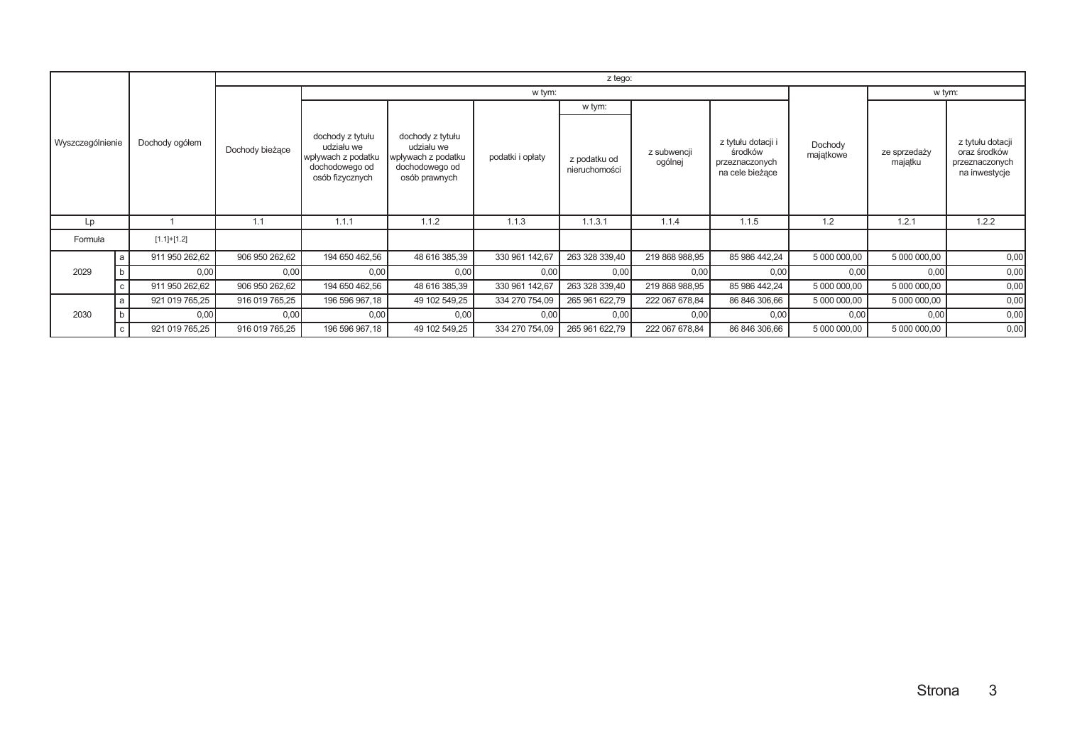| Wyszczególnienie | | Dochody ogółem | z tego: | | | | | | | | | |
|---|---|---|---|---|---|---|---|---|---|---|---|---|
| | | | Dochody bieżące | w tym: | | | | | | Dochody majątkowe | w tym: | |
| | | | | dochody z tytułu udziału we wpływach z podatku dochodowego od osób fizycznych | dochody z tytułu udziału we wpływach z podatku dochodowego od osób prawnych | podatki i opłaty | w tym: z podatku od nieruchomości | z subwencji ogólnej | z tytułu dotacji i środków przeznaczonych na cele bieżące | | ze sprzedaży majątku | z tytułu dotacji oraz środków przeznaczonych na inwestycje |
| Lp | | 1 | 1.1 | 1.1.1 | 1.1.2 | 1.1.3 | 1.1.3.1 | 1.1.4 | 1.1.5 | 1.2 | 1.2.1 | 1.2.2 |
| Formuła | | [1.1]+[1.2] | | | | | | | | | | |
| 2029 | a | 911 950 262,62 | 906 950 262,62 | 194 650 462,56 | 48 616 385,39 | 330 961 142,67 | 263 328 339,40 | 219 868 988,95 | 85 986 442,24 | 5 000 000,00 | 5 000 000,00 | 0,00 |
| | b | 0,00 | 0,00 | 0,00 | 0,00 | 0,00 | 0,00 | 0,00 | 0,00 | 0,00 | 0,00 | 0,00 |
| | c | 911 950 262,62 | 906 950 262,62 | 194 650 462,56 | 48 616 385,39 | 330 961 142,67 | 263 328 339,40 | 219 868 988,95 | 85 986 442,24 | 5 000 000,00 | 5 000 000,00 | 0,00 |
| 2030 | a | 921 019 765,25 | 916 019 765,25 | 196 596 967,18 | 49 102 549,25 | 334 270 754,09 | 265 961 622,79 | 222 067 678,84 | 86 846 306,66 | 5 000 000,00 | 5 000 000,00 | 0,00 |
| | b | 0,00 | 0,00 | 0,00 | 0,00 | 0,00 | 0,00 | 0,00 | 0,00 | 0,00 | 0,00 | 0,00 |
| | c | 921 019 765,25 | 916 019 765,25 | 196 596 967,18 | 49 102 549,25 | 334 270 754,09 | 265 961 622,79 | 222 067 678,84 | 86 846 306,66 | 5 000 000,00 | 5 000 000,00 | 0,00 |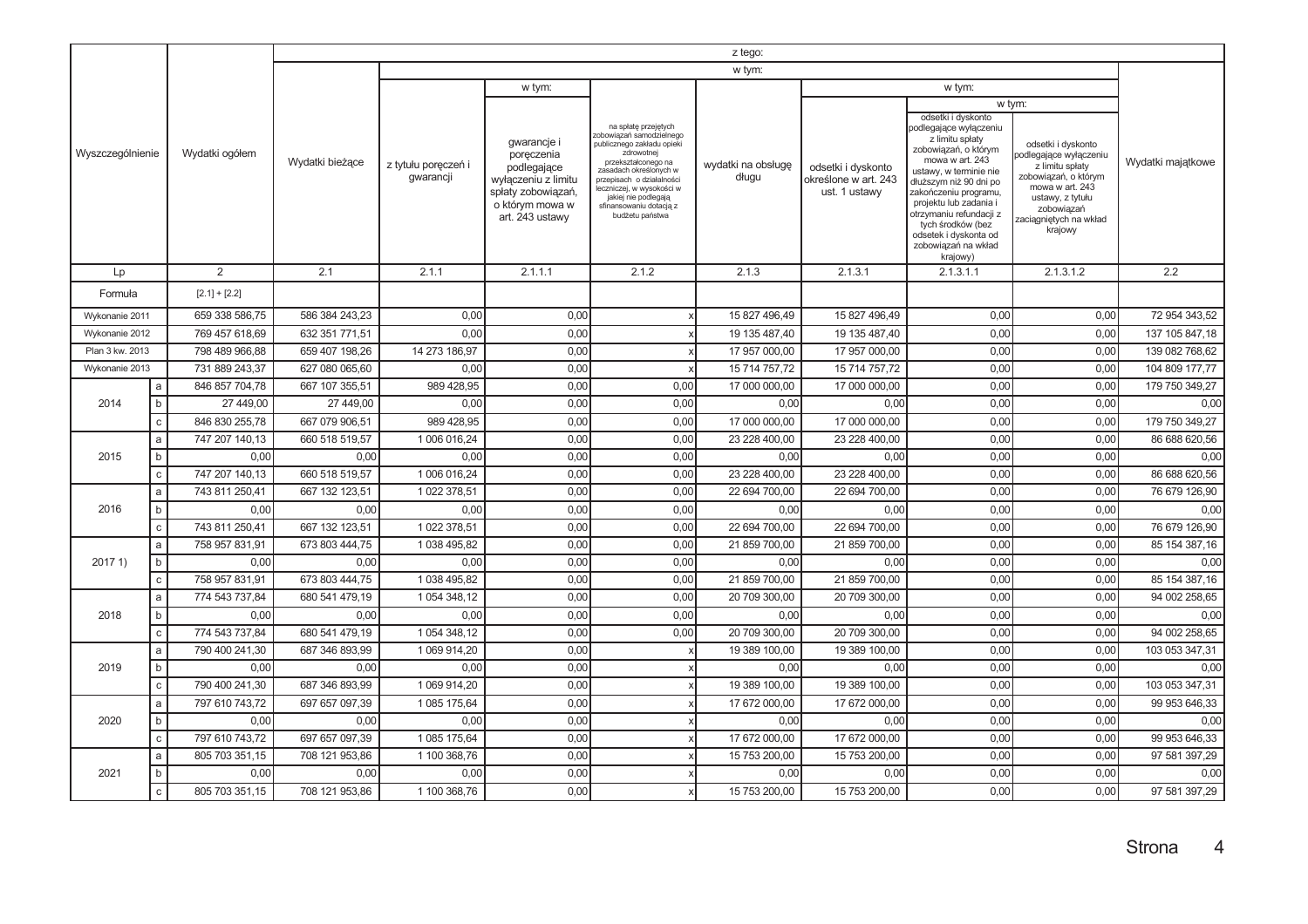| Wyszczególnienie | | Wydatki ogółem | z tego: | | | | | | | | | |
|---|---|---|---|---|---|---|---|---|---|---|---|---|
| | | | Wydatki bieżące | w tym: | | | | | | | | Wydatki majątkowe |
| | | | | z tytułu poręczeń i gwarancji | w tym: | | wydatki na obsługę długu | w tym: | | | | |
| | | | | | gwarancje i poręczenia podlegające wyłączeniu z limitu spłaty zobowiązań, o którym mowa w art. 243 ustawy | na spłatę przejętych zobowiązań samodzielnego publicznego zakładu opieki zdrowotnej przekształconego na zasadach określonych w przepisach o działalności leczniczej, w wysokości w jakiej nie podlegają sfinansowaniu dotacją z budżetu państwa | | odsetki i dyskonto określone w art. 243 ust. 1 ustawy | w tym: | | | |
| | | | | | | | | | odsetki i dyskonto podlegające wyłączeniu z limitu spłaty zobowiązań, o którym mowa w art. 243 ustawy, w terminie nie dłuższym niż 90 dni po zakończeniu programu, projektu lub zadania i otrzymaniu refundacji z tych środków (bez odsetek i dyskonta od zobowiązań na wkład krajowy) | odsetki i dyskonto podlegające wyłączeniu z limitu spłaty zobowiązań, o którym mowa w art. 243 ustawy, z tytułu zobowiązań zaciągniętych na wkład krajowy | | |
| Lp | | 2 | 2.1 | 2.1.1 | 2.1.1.1 | 2.1.2 | 2.1.3 | 2.1.3.1 | 2.1.3.1.1 | 2.1.3.1.2 | 2.2 | |
| Formuła | | [2.1] + [2.2] | | | | | | | | | | |
| Wykonanie 2011 | | 659 338 586,75 | 586 384 243,23 | 0,00 | 0,00 | x | 15 827 496,49 | 15 827 496,49 | 0,00 | 0,00 | 72 954 343,52 | |
| Wykonanie 2012 | | 769 457 618,69 | 632 351 771,51 | 0,00 | 0,00 | x | 19 135 487,40 | 19 135 487,40 | 0,00 | 0,00 | 137 105 847,18 | |
| Plan 3 kw. 2013 | | 798 489 966,88 | 659 407 198,26 | 14 273 186,97 | 0,00 | x | 17 957 000,00 | 17 957 000,00 | 0,00 | 0,00 | 139 082 768,62 | |
| Wykonanie 2013 | | 731 889 243,37 | 627 080 065,60 | 0,00 | 0,00 | x | 15 714 757,72 | 15 714 757,72 | 0,00 | 0,00 | 104 809 177,77 | |
| 2014 | a | 846 857 704,78 | 667 107 355,51 | 989 428,95 | 0,00 | 0,00 | 17 000 000,00 | 17 000 000,00 | 0,00 | 0,00 | 179 750 349,27 | |
| | b | 27 449,00 | 27 449,00 | 0,00 | 0,00 | 0,00 | 0,00 | 0,00 | 0,00 | 0,00 | 0,00 | |
| | c | 846 830 255,78 | 667 079 906,51 | 989 428,95 | 0,00 | 0,00 | 17 000 000,00 | 17 000 000,00 | 0,00 | 0,00 | 179 750 349,27 | |
| 2015 | a | 747 207 140,13 | 660 518 519,57 | 1 006 016,24 | 0,00 | 0,00 | 23 228 400,00 | 23 228 400,00 | 0,00 | 0,00 | 86 688 620,56 | |
| | b | 0,00 | 0,00 | 0,00 | 0,00 | 0,00 | 0,00 | 0,00 | 0,00 | 0,00 | 0,00 | |
| | c | 747 207 140,13 | 660 518 519,57 | 1 006 016,24 | 0,00 | 0,00 | 23 228 400,00 | 23 228 400,00 | 0,00 | 0,00 | 86 688 620,56 | |
| 2016 | a | 743 811 250,41 | 667 132 123,51 | 1 022 378,51 | 0,00 | 0,00 | 22 694 700,00 | 22 694 700,00 | 0,00 | 0,00 | 76 679 126,90 | |
| | b | 0,00 | 0,00 | 0,00 | 0,00 | 0,00 | 0,00 | 0,00 | 0,00 | 0,00 | 0,00 | |
| | c | 743 811 250,41 | 667 132 123,51 | 1 022 378,51 | 0,00 | 0,00 | 22 694 700,00 | 22 694 700,00 | 0,00 | 0,00 | 76 679 126,90 | |
| 2017 1) | a | 758 957 831,91 | 673 803 444,75 | 1 038 495,82 | 0,00 | 0,00 | 21 859 700,00 | 21 859 700,00 | 0,00 | 0,00 | 85 154 387,16 | |
| | b | 0,00 | 0,00 | 0,00 | 0,00 | 0,00 | 0,00 | 0,00 | 0,00 | 0,00 | 0,00 | |
| | c | 758 957 831,91 | 673 803 444,75 | 1 038 495,82 | 0,00 | 0,00 | 21 859 700,00 | 21 859 700,00 | 0,00 | 0,00 | 85 154 387,16 | |
| 2018 | a | 774 543 737,84 | 680 541 479,19 | 1 054 348,12 | 0,00 | 0,00 | 20 709 300,00 | 20 709 300,00 | 0,00 | 0,00 | 94 002 258,65 | |
| | b | 0,00 | 0,00 | 0,00 | 0,00 | 0,00 | 0,00 | 0,00 | 0,00 | 0,00 | 0,00 | |
| | c | 774 543 737,84 | 680 541 479,19 | 1 054 348,12 | 0,00 | 0,00 | 20 709 300,00 | 20 709 300,00 | 0,00 | 0,00 | 94 002 258,65 | |
| 2019 | a | 790 400 241,30 | 687 346 893,99 | 1 069 914,20 | 0,00 | x | 19 389 100,00 | 19 389 100,00 | 0,00 | 0,00 | 103 053 347,31 | |
| | b | 0,00 | 0,00 | 0,00 | 0,00 | x | 0,00 | 0,00 | 0,00 | 0,00 | 0,00 | |
| | c | 790 400 241,30 | 687 346 893,99 | 1 069 914,20 | 0,00 | x | 19 389 100,00 | 19 389 100,00 | 0,00 | 0,00 | 103 053 347,31 | |
| 2020 | a | 797 610 743,72 | 697 657 097,39 | 1 085 175,64 | 0,00 | x | 17 672 000,00 | 17 672 000,00 | 0,00 | 0,00 | 99 953 646,33 | |
| | b | 0,00 | 0,00 | 0,00 | 0,00 | x | 0,00 | 0,00 | 0,00 | 0,00 | 0,00 | |
| | c | 797 610 743,72 | 697 657 097,39 | 1 085 175,64 | 0,00 | x | 17 672 000,00 | 17 672 000,00 | 0,00 | 0,00 | 99 953 646,33 | |
| 2021 | a | 805 703 351,15 | 708 121 953,86 | 1 100 368,76 | 0,00 | x | 15 753 200,00 | 15 753 200,00 | 0,00 | 0,00 | 97 581 397,29 | |
| | b | 0,00 | 0,00 | 0,00 | 0,00 | x | 0,00 | 0,00 | 0,00 | 0,00 | 0,00 | |
| | c | 805 703 351,15 | 708 121 953,86 | 1 100 368,76 | 0,00 | x | 15 753 200,00 | 15 753 200,00 | 0,00 | 0,00 | 97 581 397,29 | |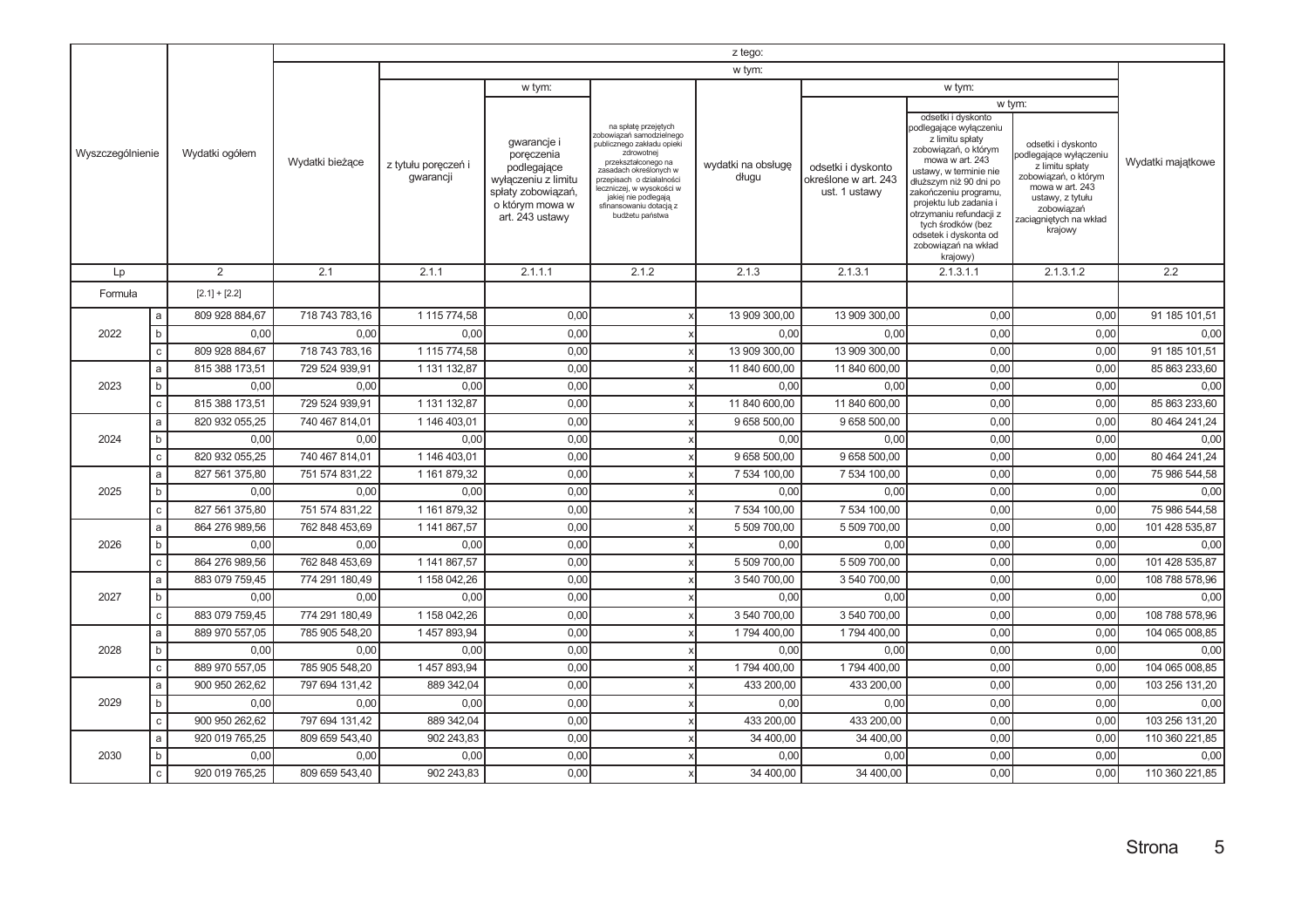| Wyszczególnienie | | Wydatki ogółem | z tego: | | | | | | | | | |
|---|---|---|---|---|---|---|---|---|---|---|---|---|
| | | | w tym: | | | | | | | | | |
| | | | Wydatki bieżące | z tytułu poręczeń i gwarancji | w tym: | | wydatki na obsługę długu | w tym: | | | | Wydatki majątkowe |
| | | | | | gwarancje i poręczenia podlegające wyłączeniu z limitu spłaty zobowiązań, o którym mowa w art. 243 ustawy | na spłatę przejętych zobowiązań samodzielnego publicznego zakładu opieki zdrowotnej przekształconego na zasadach określonych w przepisach o działalności leczniczej, w wysokości w jakiej nie podlegają sfinansowaniu dotacją z budżetu państwa | | odsetki i dyskonto określone w art. 243 ust. 1 ustawy | w tym: | | |
| | | | | | | | | | odsetki i dyskonto podlegające wyłączeniu z limitu spłaty zobowiązań, o którym mowa w art. 243 ustawy, w terminie nie dłuższym niż 90 dni po zakończeniu programu, projektu lub zadania i otrzymaniu refundacji z tych środków (bez odsetek i dyskonta od zobowiązań na wkład krajowy) | odsetki i dyskonto podlegające wyłączeniu z limitu spłaty zobowiązań, o którym mowa w art. 243 ustawy, z tytułu zobowiązań zaciągniętych na wkład krajowy | |
| Lp | | 2 | 2.1 | 2.1.1 | 2.1.1.1 | 2.1.2 | 2.1.3 | 2.1.3.1 | 2.1.3.1.1 | 2.1.3.1.2 | 2.2 |
| Formuła | | [2.1] + [2.2] | | | | | | | | | |
| 2022 | a | 809 928 884,67 | 718 743 783,16 | 1 115 774,58 | 0,00 | x | 13 909 300,00 | 13 909 300,00 | 0,00 | 0,00 | 91 185 101,51 |
| | b | 0,00 | 0,00 | 0,00 | 0,00 | x | 0,00 | 0,00 | 0,00 | 0,00 | 0,00 |
| | c | 809 928 884,67 | 718 743 783,16 | 1 115 774,58 | 0,00 | x | 13 909 300,00 | 13 909 300,00 | 0,00 | 0,00 | 91 185 101,51 |
| 2023 | a | 815 388 173,51 | 729 524 939,91 | 1 131 132,87 | 0,00 | x | 11 840 600,00 | 11 840 600,00 | 0,00 | 0,00 | 85 863 233,60 |
| | b | 0,00 | 0,00 | 0,00 | 0,00 | x | 0,00 | 0,00 | 0,00 | 0,00 | 0,00 |
| | c | 815 388 173,51 | 729 524 939,91 | 1 131 132,87 | 0,00 | x | 11 840 600,00 | 11 840 600,00 | 0,00 | 0,00 | 85 863 233,60 |
| 2024 | a | 820 932 055,25 | 740 467 814,01 | 1 146 403,01 | 0,00 | x | 9 658 500,00 | 9 658 500,00 | 0,00 | 0,00 | 80 464 241,24 |
| | b | 0,00 | 0,00 | 0,00 | 0,00 | x | 0,00 | 0,00 | 0,00 | 0,00 | 0,00 |
| | c | 820 932 055,25 | 740 467 814,01 | 1 146 403,01 | 0,00 | x | 9 658 500,00 | 9 658 500,00 | 0,00 | 0,00 | 80 464 241,24 |
| 2025 | a | 827 561 375,80 | 751 574 831,22 | 1 161 879,32 | 0,00 | x | 7 534 100,00 | 7 534 100,00 | 0,00 | 0,00 | 75 986 544,58 |
| | b | 0,00 | 0,00 | 0,00 | 0,00 | x | 0,00 | 0,00 | 0,00 | 0,00 | 0,00 |
| | c | 827 561 375,80 | 751 574 831,22 | 1 161 879,32 | 0,00 | x | 7 534 100,00 | 7 534 100,00 | 0,00 | 0,00 | 75 986 544,58 |
| 2026 | a | 864 276 989,56 | 762 848 453,69 | 1 141 867,57 | 0,00 | x | 5 509 700,00 | 5 509 700,00 | 0,00 | 0,00 | 101 428 535,87 |
| | b | 0,00 | 0,00 | 0,00 | 0,00 | x | 0,00 | 0,00 | 0,00 | 0,00 | 0,00 |
| | c | 864 276 989,56 | 762 848 453,69 | 1 141 867,57 | 0,00 | x | 5 509 700,00 | 5 509 700,00 | 0,00 | 0,00 | 101 428 535,87 |
| 2027 | a | 883 079 759,45 | 774 291 180,49 | 1 158 042,26 | 0,00 | x | 3 540 700,00 | 3 540 700,00 | 0,00 | 0,00 | 108 788 578,96 |
| | b | 0,00 | 0,00 | 0,00 | 0,00 | x | 0,00 | 0,00 | 0,00 | 0,00 | 0,00 |
| | c | 883 079 759,45 | 774 291 180,49 | 1 158 042,26 | 0,00 | x | 3 540 700,00 | 3 540 700,00 | 0,00 | 0,00 | 108 788 578,96 |
| 2028 | a | 889 970 557,05 | 785 905 548,20 | 1 457 893,94 | 0,00 | x | 1 794 400,00 | 1 794 400,00 | 0,00 | 0,00 | 104 065 008,85 |
| | b | 0,00 | 0,00 | 0,00 | 0,00 | x | 0,00 | 0,00 | 0,00 | 0,00 | 0,00 |
| | c | 889 970 557,05 | 785 905 548,20 | 1 457 893,94 | 0,00 | x | 1 794 400,00 | 1 794 400,00 | 0,00 | 0,00 | 104 065 008,85 |
| 2029 | a | 900 950 262,62 | 797 694 131,42 | 889 342,04 | 0,00 | x | 433 200,00 | 433 200,00 | 0,00 | 0,00 | 103 256 131,20 |
| | b | 0,00 | 0,00 | 0,00 | 0,00 | x | 0,00 | 0,00 | 0,00 | 0,00 | 0,00 |
| | c | 900 950 262,62 | 797 694 131,42 | 889 342,04 | 0,00 | x | 433 200,00 | 433 200,00 | 0,00 | 0,00 | 103 256 131,20 |
| 2030 | a | 920 019 765,25 | 809 659 543,40 | 902 243,83 | 0,00 | x | 34 400,00 | 34 400,00 | 0,00 | 0,00 | 110 360 221,85 |
| | b | 0,00 | 0,00 | 0,00 | 0,00 | x | 0,00 | 0,00 | 0,00 | 0,00 | 0,00 |
| | c | 920 019 765,25 | 809 659 543,40 | 902 243,83 | 0,00 | x | 34 400,00 | 34 400,00 | 0,00 | 0,00 | 110 360 221,85 |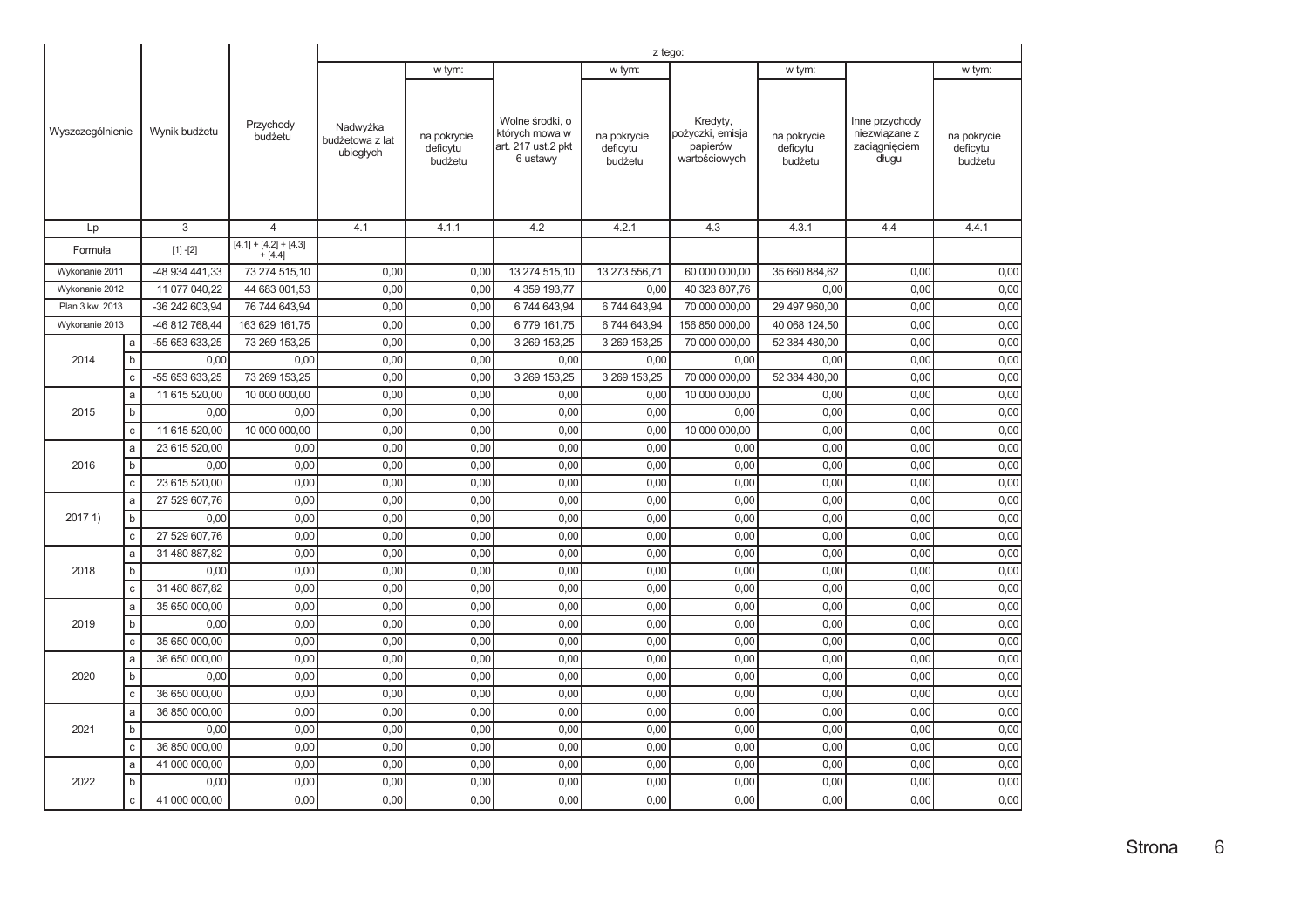| Wyszczególnienie | | Wynik budżetu | Przychody budżetu | z tego: | | | | | | | |
|---|---|---|---|---|---|---|---|---|---|---|---|
| | | | | Nadwyżka budżetowa z lat ubiegłych | w tym: na pokrycie deficytu budżetu | Wolne środki, o których mowa w art. 217 ust.2 pkt 6 ustawy | w tym: na pokrycie deficytu budżetu | Kredyty, pożyczki, emisja papierów wartościowych | w tym: na pokrycie deficytu budżetu | Inne przychody niezwiązane z zaciągnięciem długu | w tym: na pokrycie deficytu budżetu |
| Lp | | 3 | 4 | 4.1 | 4.1.1 | 4.2 | 4.2.1 | 4.3 | 4.3.1 | 4.4 | 4.4.1 |
| Formuła | | [1] -[2] | [4.1] + [4.2] + [4.3] + [4.4] | | | | | | | | |
| Wykonanie 2011 | | -48 934 441,33 | 73 274 515,10 | 0,00 | 0,00 | 13 274 515,10 | 13 273 556,71 | 60 000 000,00 | 35 660 884,62 | 0,00 | 0,00 |
| Wykonanie 2012 | | 11 077 040,22 | 44 683 001,53 | 0,00 | 0,00 | 4 359 193,77 | 0,00 | 40 323 807,76 | 0,00 | 0,00 | 0,00 |
| Plan 3 kw. 2013 | | -36 242 603,94 | 76 744 643,94 | 0,00 | 0,00 | 6 744 643,94 | 6 744 643,94 | 70 000 000,00 | 29 497 960,00 | 0,00 | 0,00 |
| Wykonanie 2013 | | -46 812 768,44 | 163 629 161,75 | 0,00 | 0,00 | 6 779 161,75 | 6 744 643,94 | 156 850 000,00 | 40 068 124,50 | 0,00 | 0,00 |
| 2014 | a | -55 653 633,25 | 73 269 153,25 | 0,00 | 0,00 | 3 269 153,25 | 3 269 153,25 | 70 000 000,00 | 52 384 480,00 | 0,00 | 0,00 |
| | b | 0,00 | 0,00 | 0,00 | 0,00 | 0,00 | 0,00 | 0,00 | 0,00 | 0,00 | 0,00 |
| | c | -55 653 633,25 | 73 269 153,25 | 0,00 | 0,00 | 3 269 153,25 | 3 269 153,25 | 70 000 000,00 | 52 384 480,00 | 0,00 | 0,00 |
| 2015 | a | 11 615 520,00 | 10 000 000,00 | 0,00 | 0,00 | 0,00 | 0,00 | 10 000 000,00 | 0,00 | 0,00 | 0,00 |
| | b | 0,00 | 0,00 | 0,00 | 0,00 | 0,00 | 0,00 | 0,00 | 0,00 | 0,00 | 0,00 |
| | c | 11 615 520,00 | 10 000 000,00 | 0,00 | 0,00 | 0,00 | 0,00 | 10 000 000,00 | 0,00 | 0,00 | 0,00 |
| 2016 | a | 23 615 520,00 | 0,00 | 0,00 | 0,00 | 0,00 | 0,00 | 0,00 | 0,00 | 0,00 | 0,00 |
| | b | 0,00 | 0,00 | 0,00 | 0,00 | 0,00 | 0,00 | 0,00 | 0,00 | 0,00 | 0,00 |
| | c | 23 615 520,00 | 0,00 | 0,00 | 0,00 | 0,00 | 0,00 | 0,00 | 0,00 | 0,00 | 0,00 |
| 2017 1) | a | 27 529 607,76 | 0,00 | 0,00 | 0,00 | 0,00 | 0,00 | 0,00 | 0,00 | 0,00 | 0,00 |
| | b | 0,00 | 0,00 | 0,00 | 0,00 | 0,00 | 0,00 | 0,00 | 0,00 | 0,00 | 0,00 |
| | c | 27 529 607,76 | 0,00 | 0,00 | 0,00 | 0,00 | 0,00 | 0,00 | 0,00 | 0,00 | 0,00 |
| 2018 | a | 31 480 887,82 | 0,00 | 0,00 | 0,00 | 0,00 | 0,00 | 0,00 | 0,00 | 0,00 | 0,00 |
| | b | 0,00 | 0,00 | 0,00 | 0,00 | 0,00 | 0,00 | 0,00 | 0,00 | 0,00 | 0,00 |
| | c | 31 480 887,82 | 0,00 | 0,00 | 0,00 | 0,00 | 0,00 | 0,00 | 0,00 | 0,00 | 0,00 |
| 2019 | a | 35 650 000,00 | 0,00 | 0,00 | 0,00 | 0,00 | 0,00 | 0,00 | 0,00 | 0,00 | 0,00 |
| | b | 0,00 | 0,00 | 0,00 | 0,00 | 0,00 | 0,00 | 0,00 | 0,00 | 0,00 | 0,00 |
| | c | 35 650 000,00 | 0,00 | 0,00 | 0,00 | 0,00 | 0,00 | 0,00 | 0,00 | 0,00 | 0,00 |
| 2020 | a | 36 650 000,00 | 0,00 | 0,00 | 0,00 | 0,00 | 0,00 | 0,00 | 0,00 | 0,00 | 0,00 |
| | b | 0,00 | 0,00 | 0,00 | 0,00 | 0,00 | 0,00 | 0,00 | 0,00 | 0,00 | 0,00 |
| | c | 36 650 000,00 | 0,00 | 0,00 | 0,00 | 0,00 | 0,00 | 0,00 | 0,00 | 0,00 | 0,00 |
| 2021 | a | 36 850 000,00 | 0,00 | 0,00 | 0,00 | 0,00 | 0,00 | 0,00 | 0,00 | 0,00 | 0,00 |
| | b | 0,00 | 0,00 | 0,00 | 0,00 | 0,00 | 0,00 | 0,00 | 0,00 | 0,00 | 0,00 |
| | c | 36 850 000,00 | 0,00 | 0,00 | 0,00 | 0,00 | 0,00 | 0,00 | 0,00 | 0,00 | 0,00 |
| 2022 | a | 41 000 000,00 | 0,00 | 0,00 | 0,00 | 0,00 | 0,00 | 0,00 | 0,00 | 0,00 | 0,00 |
| | b | 0,00 | 0,00 | 0,00 | 0,00 | 0,00 | 0,00 | 0,00 | 0,00 | 0,00 | 0,00 |
| | c | 41 000 000,00 | 0,00 | 0,00 | 0,00 | 0,00 | 0,00 | 0,00 | 0,00 | 0,00 | 0,00 |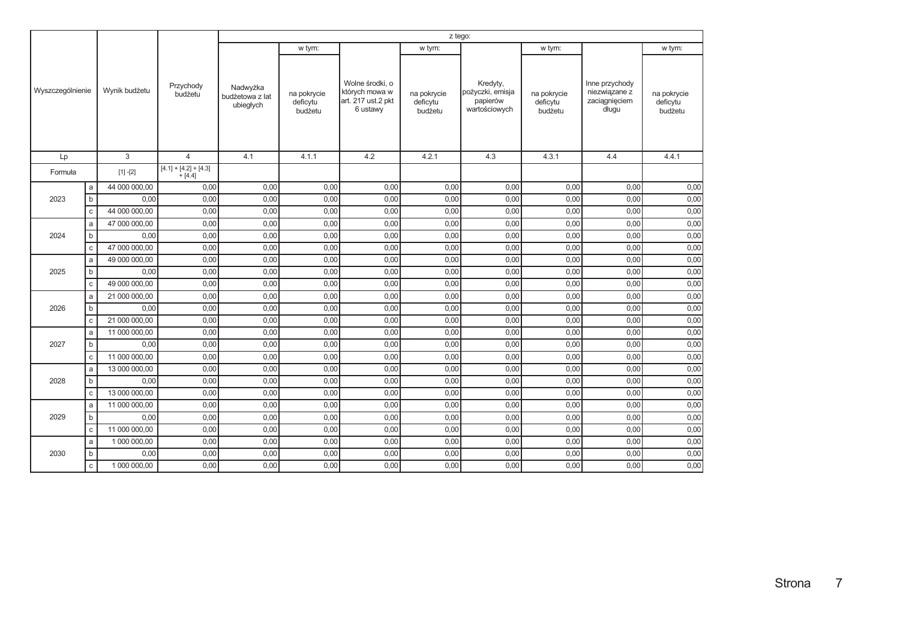| Wyszczególnienie | | Wynik budżetu | Przychody budżetu | z tego: | | | | | | | |
|---|---|---|---|---|---|---|---|---|---|---|---|
| | | | | Nadwyżka budżetowa z lat ubiegłych | w tym: na pokrycie deficytu budżetu | Wolne środki, o których mowa w art. 217 ust.2 pkt 6 ustawy | w tym: na pokrycie deficytu budżetu | Kredyty, pożyczki, emisja papierów wartościowych | w tym: na pokrycie deficytu budżetu | Inne przychody niezwiązane z zaciągnięciem długu | w tym: na pokrycie deficytu budżetu |
| Lp | | 3 | 4 | 4.1 | 4.1.1 | 4.2 | 4.2.1 | 4.3 | 4.3.1 | 4.4 | 4.4.1 |
| Formuła | | [1] -[2] | [4.1] + [4.2] + [4.3] + [4.4] | | | | | | | | |
| 2023 | a | 44 000 000,00 | 0,00 | 0,00 | 0,00 | 0,00 | 0,00 | 0,00 | 0,00 | 0,00 | 0,00 |
| | b | 0,00 | 0,00 | 0,00 | 0,00 | 0,00 | 0,00 | 0,00 | 0,00 | 0,00 | 0,00 |
| | c | 44 000 000,00 | 0,00 | 0,00 | 0,00 | 0,00 | 0,00 | 0,00 | 0,00 | 0,00 | 0,00 |
| 2024 | a | 47 000 000,00 | 0,00 | 0,00 | 0,00 | 0,00 | 0,00 | 0,00 | 0,00 | 0,00 | 0,00 |
| | b | 0,00 | 0,00 | 0,00 | 0,00 | 0,00 | 0,00 | 0,00 | 0,00 | 0,00 | 0,00 |
| | c | 47 000 000,00 | 0,00 | 0,00 | 0,00 | 0,00 | 0,00 | 0,00 | 0,00 | 0,00 | 0,00 |
| 2025 | a | 49 000 000,00 | 0,00 | 0,00 | 0,00 | 0,00 | 0,00 | 0,00 | 0,00 | 0,00 | 0,00 |
| | b | 0,00 | 0,00 | 0,00 | 0,00 | 0,00 | 0,00 | 0,00 | 0,00 | 0,00 | 0,00 |
| | c | 49 000 000,00 | 0,00 | 0,00 | 0,00 | 0,00 | 0,00 | 0,00 | 0,00 | 0,00 | 0,00 |
| 2026 | a | 21 000 000,00 | 0,00 | 0,00 | 0,00 | 0,00 | 0,00 | 0,00 | 0,00 | 0,00 | 0,00 |
| | b | 0,00 | 0,00 | 0,00 | 0,00 | 0,00 | 0,00 | 0,00 | 0,00 | 0,00 | 0,00 |
| | c | 21 000 000,00 | 0,00 | 0,00 | 0,00 | 0,00 | 0,00 | 0,00 | 0,00 | 0,00 | 0,00 |
| 2027 | a | 11 000 000,00 | 0,00 | 0,00 | 0,00 | 0,00 | 0,00 | 0,00 | 0,00 | 0,00 | 0,00 |
| | b | 0,00 | 0,00 | 0,00 | 0,00 | 0,00 | 0,00 | 0,00 | 0,00 | 0,00 | 0,00 |
| | c | 11 000 000,00 | 0,00 | 0,00 | 0,00 | 0,00 | 0,00 | 0,00 | 0,00 | 0,00 | 0,00 |
| 2028 | a | 13 000 000,00 | 0,00 | 0,00 | 0,00 | 0,00 | 0,00 | 0,00 | 0,00 | 0,00 | 0,00 |
| | b | 0,00 | 0,00 | 0,00 | 0,00 | 0,00 | 0,00 | 0,00 | 0,00 | 0,00 | 0,00 |
| | c | 13 000 000,00 | 0,00 | 0,00 | 0,00 | 0,00 | 0,00 | 0,00 | 0,00 | 0,00 | 0,00 |
| 2029 | a | 11 000 000,00 | 0,00 | 0,00 | 0,00 | 0,00 | 0,00 | 0,00 | 0,00 | 0,00 | 0,00 |
| | b | 0,00 | 0,00 | 0,00 | 0,00 | 0,00 | 0,00 | 0,00 | 0,00 | 0,00 | 0,00 |
| | c | 11 000 000,00 | 0,00 | 0,00 | 0,00 | 0,00 | 0,00 | 0,00 | 0,00 | 0,00 | 0,00 |
| 2030 | a | 1 000 000,00 | 0,00 | 0,00 | 0,00 | 0,00 | 0,00 | 0,00 | 0,00 | 0,00 | 0,00 |
| | b | 0,00 | 0,00 | 0,00 | 0,00 | 0,00 | 0,00 | 0,00 | 0,00 | 0,00 | 0,00 |
| | c | 1 000 000,00 | 0,00 | 0,00 | 0,00 | 0,00 | 0,00 | 0,00 | 0,00 | 0,00 | 0,00 |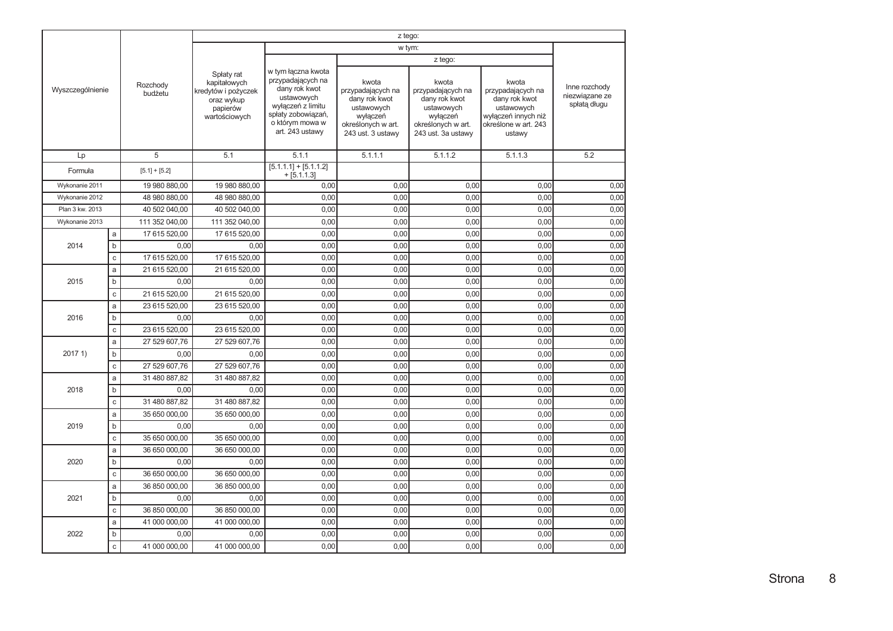| Wyszczególnienie | | Rozchody budżetu | z tego: | | | | | |
|---|---|---|---|---|---|---|---|---|
| | | | Spłaty rat kapitałowych kredytów i pożyczek oraz wykup papierów wartościowych | w tym: | | | | Inne rozchody niezwiązane ze spłatą długu |
| | | | | w tym łączna kwota przypadających na dany rok kwot ustawowych wyłączeń z limitu spłaty zobowiązań, o którym mowa w art. 243 ustawy | z tego: | | | |
| | | | | | kwota przypadających na dany rok kwot ustawowych wyłączeń określonych w art. 243 ust. 3 ustawy | kwota przypadających na dany rok kwot ustawowych wyłączeń określonych w art. 243 ust. 3a ustawy | kwota przypadających na dany rok kwot ustawowych wyłączeń innych niż określone w art. 243 ustawy | |
| Lp | | 5 | 5.1 | 5.1.1 | 5.1.1.1 | 5.1.1.2 | 5.1.1.3 | 5.2 |
| Formuła | | [5.1] + [5.2] | | [5.1.1.1] + [5.1.1.2] + [5.1.1.3] | | | | |
| Wykonanie 2011 | | 19 980 880,00 | 19 980 880,00 | 0,00 | 0,00 | 0,00 | 0,00 | 0,00 |
| Wykonanie 2012 | | 48 980 880,00 | 48 980 880,00 | 0,00 | 0,00 | 0,00 | 0,00 | 0,00 |
| Plan 3 kw. 2013 | | 40 502 040,00 | 40 502 040,00 | 0,00 | 0,00 | 0,00 | 0,00 | 0,00 |
| Wykonanie 2013 | | 111 352 040,00 | 111 352 040,00 | 0,00 | 0,00 | 0,00 | 0,00 | 0,00 |
| 2014 | a | 17 615 520,00 | 17 615 520,00 | 0,00 | 0,00 | 0,00 | 0,00 | 0,00 |
| | b | 0,00 | 0,00 | 0,00 | 0,00 | 0,00 | 0,00 | 0,00 |
| | c | 17 615 520,00 | 17 615 520,00 | 0,00 | 0,00 | 0,00 | 0,00 | 0,00 |
| 2015 | a | 21 615 520,00 | 21 615 520,00 | 0,00 | 0,00 | 0,00 | 0,00 | 0,00 |
| | b | 0,00 | 0,00 | 0,00 | 0,00 | 0,00 | 0,00 | 0,00 |
| | c | 21 615 520,00 | 21 615 520,00 | 0,00 | 0,00 | 0,00 | 0,00 | 0,00 |
| 2016 | a | 23 615 520,00 | 23 615 520,00 | 0,00 | 0,00 | 0,00 | 0,00 | 0,00 |
| | b | 0,00 | 0,00 | 0,00 | 0,00 | 0,00 | 0,00 | 0,00 |
| | c | 23 615 520,00 | 23 615 520,00 | 0,00 | 0,00 | 0,00 | 0,00 | 0,00 |
| 2017 1) | a | 27 529 607,76 | 27 529 607,76 | 0,00 | 0,00 | 0,00 | 0,00 | 0,00 |
| | b | 0,00 | 0,00 | 0,00 | 0,00 | 0,00 | 0,00 | 0,00 |
| | c | 27 529 607,76 | 27 529 607,76 | 0,00 | 0,00 | 0,00 | 0,00 | 0,00 |
| 2018 | a | 31 480 887,82 | 31 480 887,82 | 0,00 | 0,00 | 0,00 | 0,00 | 0,00 |
| | b | 0,00 | 0,00 | 0,00 | 0,00 | 0,00 | 0,00 | 0,00 |
| | c | 31 480 887,82 | 31 480 887,82 | 0,00 | 0,00 | 0,00 | 0,00 | 0,00 |
| 2019 | a | 35 650 000,00 | 35 650 000,00 | 0,00 | 0,00 | 0,00 | 0,00 | 0,00 |
| | b | 0,00 | 0,00 | 0,00 | 0,00 | 0,00 | 0,00 | 0,00 |
| | c | 35 650 000,00 | 35 650 000,00 | 0,00 | 0,00 | 0,00 | 0,00 | 0,00 |
| 2020 | a | 36 650 000,00 | 36 650 000,00 | 0,00 | 0,00 | 0,00 | 0,00 | 0,00 |
| | b | 0,00 | 0,00 | 0,00 | 0,00 | 0,00 | 0,00 | 0,00 |
| | c | 36 650 000,00 | 36 650 000,00 | 0,00 | 0,00 | 0,00 | 0,00 | 0,00 |
| 2021 | a | 36 850 000,00 | 36 850 000,00 | 0,00 | 0,00 | 0,00 | 0,00 | 0,00 |
| | b | 0,00 | 0,00 | 0,00 | 0,00 | 0,00 | 0,00 | 0,00 |
| | c | 36 850 000,00 | 36 850 000,00 | 0,00 | 0,00 | 0,00 | 0,00 | 0,00 |
| 2022 | a | 41 000 000,00 | 41 000 000,00 | 0,00 | 0,00 | 0,00 | 0,00 | 0,00 |
| | b | 0,00 | 0,00 | 0,00 | 0,00 | 0,00 | 0,00 | 0,00 |
| | c | 41 000 000,00 | 41 000 000,00 | 0,00 | 0,00 | 0,00 | 0,00 | 0,00 |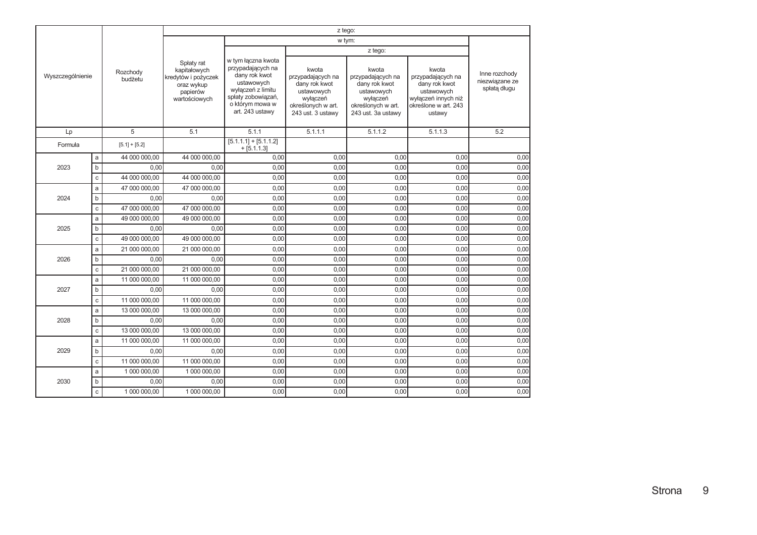| Wyszczególnienie | | Rozchody budżetu | z tego: | | | | | |
|---|---|---|---|---|---|---|---|---|
| | | | Spłaty rat kapitałowych kredytów i pożyczek oraz wykup papierów wartościowych | w tym: | | | | Inne rozchody niezwiązane ze spłatą długu |
| | | | | w tym łączna kwota przypadających na dany rok kwot ustawowych wyłączeń z limitu spłaty zobowiązań, o którym mowa w art. 243 ustawy | z tego: | | | |
| | | | | | kwota przypadających na dany rok kwot ustawowych wyłączeń określonych w art. 243 ust. 3 ustawy | kwota przypadających na dany rok kwot ustawowych wyłączeń określonych w art. 243 ust. 3a ustawy | kwota przypadających na dany rok kwot ustawowych wyłączeń innych niż określone w art. 243 ustawy | |
| Lp | | 5 | 5.1 | 5.1.1 | 5.1.1.1 | 5.1.1.2 | 5.1.1.3 | 5.2 |
| Formuła | | [5.1] + [5.2] | | [5.1.1.1] + [5.1.1.2] + [5.1.1.3] | | | | |
| 2023 | a | 44 000 000,00 | 44 000 000,00 | 0,00 | 0,00 | 0,00 | 0,00 | 0,00 |
| | b | 0,00 | 0,00 | 0,00 | 0,00 | 0,00 | 0,00 | 0,00 |
| | c | 44 000 000,00 | 44 000 000,00 | 0,00 | 0,00 | 0,00 | 0,00 | 0,00 |
| 2024 | a | 47 000 000,00 | 47 000 000,00 | 0,00 | 0,00 | 0,00 | 0,00 | 0,00 |
| | b | 0,00 | 0,00 | 0,00 | 0,00 | 0,00 | 0,00 | 0,00 |
| | c | 47 000 000,00 | 47 000 000,00 | 0,00 | 0,00 | 0,00 | 0,00 | 0,00 |
| 2025 | a | 49 000 000,00 | 49 000 000,00 | 0,00 | 0,00 | 0,00 | 0,00 | 0,00 |
| | b | 0,00 | 0,00 | 0,00 | 0,00 | 0,00 | 0,00 | 0,00 |
| | c | 49 000 000,00 | 49 000 000,00 | 0,00 | 0,00 | 0,00 | 0,00 | 0,00 |
| 2026 | a | 21 000 000,00 | 21 000 000,00 | 0,00 | 0,00 | 0,00 | 0,00 | 0,00 |
| | b | 0,00 | 0,00 | 0,00 | 0,00 | 0,00 | 0,00 | 0,00 |
| | c | 21 000 000,00 | 21 000 000,00 | 0,00 | 0,00 | 0,00 | 0,00 | 0,00 |
| 2027 | a | 11 000 000,00 | 11 000 000,00 | 0,00 | 0,00 | 0,00 | 0,00 | 0,00 |
| | b | 0,00 | 0,00 | 0,00 | 0,00 | 0,00 | 0,00 | 0,00 |
| | c | 11 000 000,00 | 11 000 000,00 | 0,00 | 0,00 | 0,00 | 0,00 | 0,00 |
| 2028 | a | 13 000 000,00 | 13 000 000,00 | 0,00 | 0,00 | 0,00 | 0,00 | 0,00 |
| | b | 0,00 | 0,00 | 0,00 | 0,00 | 0,00 | 0,00 | 0,00 |
| | c | 13 000 000,00 | 13 000 000,00 | 0,00 | 0,00 | 0,00 | 0,00 | 0,00 |
| 2029 | a | 11 000 000,00 | 11 000 000,00 | 0,00 | 0,00 | 0,00 | 0,00 | 0,00 |
| | b | 0,00 | 0,00 | 0,00 | 0,00 | 0,00 | 0,00 | 0,00 |
| | c | 11 000 000,00 | 11 000 000,00 | 0,00 | 0,00 | 0,00 | 0,00 | 0,00 |
| 2030 | a | 1 000 000,00 | 1 000 000,00 | 0,00 | 0,00 | 0,00 | 0,00 | 0,00 |
| | b | 0,00 | 0,00 | 0,00 | 0,00 | 0,00 | 0,00 | 0,00 |
| | c | 1 000 000,00 | 1 000 000,00 | 0,00 | 0,00 | 0,00 | 0,00 | 0,00 |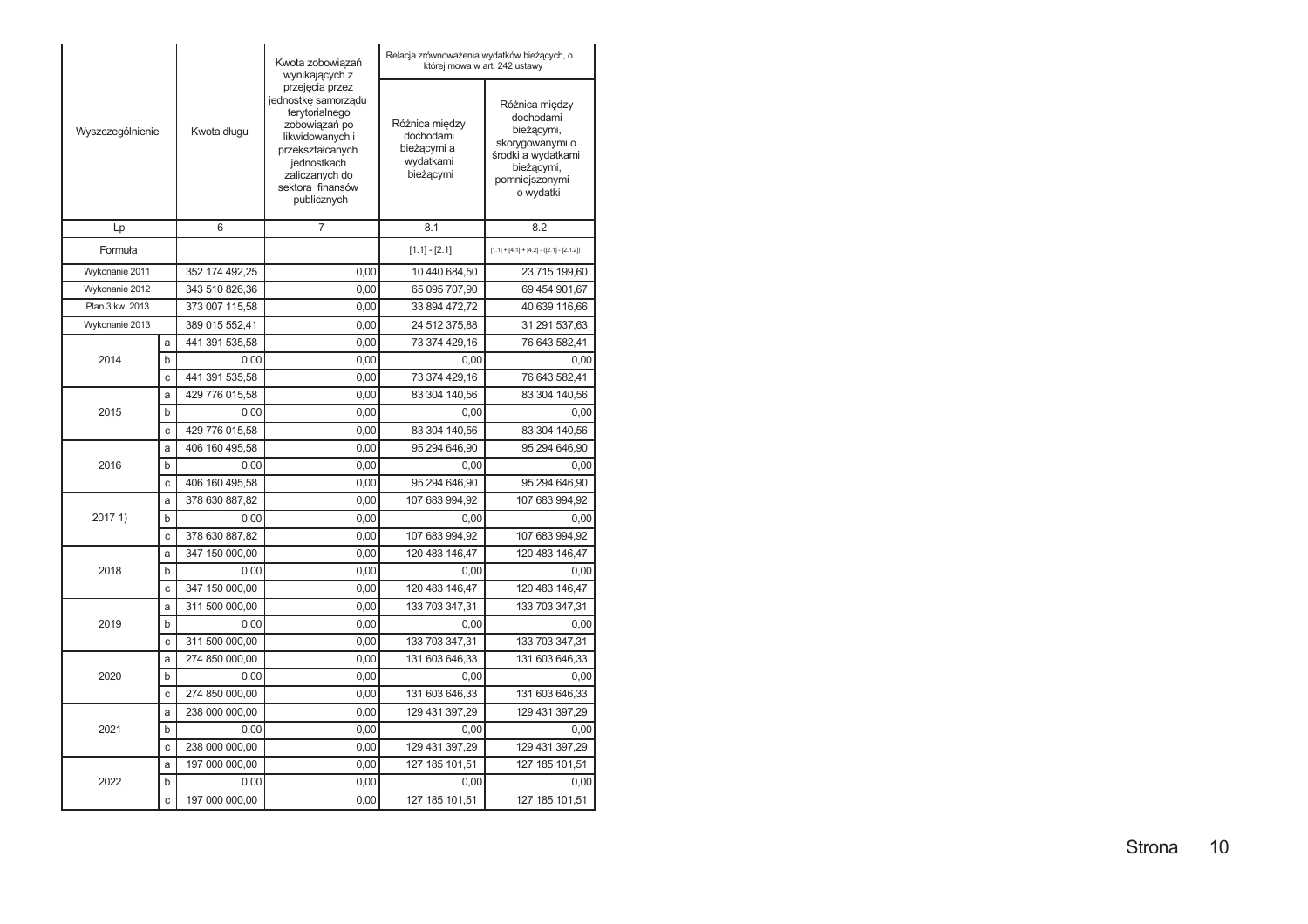| Wyszczególnienie | | Kwota długu | Kwota zobowiązań wynikających z przejęcia przez jednostkę samorządu terytorialnego zobowiązań po likwidowanych i przekształcanych jednostkach zaliczanych do sektora finansów publicznych | Relacja zrównoważenia wydatków bieżących, o której mowa w art. 242 ustawy | |
|---|---|---|---|---|---|
| | | | | Różnica między dochodami bieżącymi a wydatkami bieżącymi | Różnica między dochodami bieżącymi, skorygowanymi o środki a wydatkami bieżącymi, pomniejszonymi o wydatki |
| Lp | | 6 | 7 | 8.1 | 8.2 |
| Formuła | | | | [1.1] - [2.1] | [1.1] + [4.1] + [4.2] - ([2.1] - [2.1.2]) |
| Wykonanie 2011 | | 352 174 492,25 | 0,00 | 10 440 684,50 | 23 715 199,60 |
| Wykonanie 2012 | | 343 510 826,36 | 0,00 | 65 095 707,90 | 69 454 901,67 |
| Plan 3 kw. 2013 | | 373 007 115,58 | 0,00 | 33 894 472,72 | 40 639 116,66 |
| Wykonanie 2013 | | 389 015 552,41 | 0,00 | 24 512 375,88 | 31 291 537,63 |
| 2014 | a | 441 391 535,58 | 0,00 | 73 374 429,16 | 76 643 582,41 |
| | b | 0,00 | 0,00 | 0,00 | 0,00 |
| | c | 441 391 535,58 | 0,00 | 73 374 429,16 | 76 643 582,41 |
| 2015 | a | 429 776 015,58 | 0,00 | 83 304 140,56 | 83 304 140,56 |
| | b | 0,00 | 0,00 | 0,00 | 0,00 |
| | c | 429 776 015,58 | 0,00 | 83 304 140,56 | 83 304 140,56 |
| 2016 | a | 406 160 495,58 | 0,00 | 95 294 646,90 | 95 294 646,90 |
| | b | 0,00 | 0,00 | 0,00 | 0,00 |
| | c | 406 160 495,58 | 0,00 | 95 294 646,90 | 95 294 646,90 |
| 2017 1) | a | 378 630 887,82 | 0,00 | 107 683 994,92 | 107 683 994,92 |
| | b | 0,00 | 0,00 | 0,00 | 0,00 |
| | c | 378 630 887,82 | 0,00 | 107 683 994,92 | 107 683 994,92 |
| 2018 | a | 347 150 000,00 | 0,00 | 120 483 146,47 | 120 483 146,47 |
| | b | 0,00 | 0,00 | 0,00 | 0,00 |
| | c | 347 150 000,00 | 0,00 | 120 483 146,47 | 120 483 146,47 |
| 2019 | a | 311 500 000,00 | 0,00 | 133 703 347,31 | 133 703 347,31 |
| | b | 0,00 | 0,00 | 0,00 | 0,00 |
| | c | 311 500 000,00 | 0,00 | 133 703 347,31 | 133 703 347,31 |
| 2020 | a | 274 850 000,00 | 0,00 | 131 603 646,33 | 131 603 646,33 |
| | b | 0,00 | 0,00 | 0,00 | 0,00 |
| | c | 274 850 000,00 | 0,00 | 131 603 646,33 | 131 603 646,33 |
| 2021 | a | 238 000 000,00 | 0,00 | 129 431 397,29 | 129 431 397,29 |
| | b | 0,00 | 0,00 | 0,00 | 0,00 |
| | c | 238 000 000,00 | 0,00 | 129 431 397,29 | 129 431 397,29 |
| 2022 | a | 197 000 000,00 | 0,00 | 127 185 101,51 | 127 185 101,51 |
| | b | 0,00 | 0,00 | 0,00 | 0,00 |
| | c | 197 000 000,00 | 0,00 | 127 185 101,51 | 127 185 101,51 |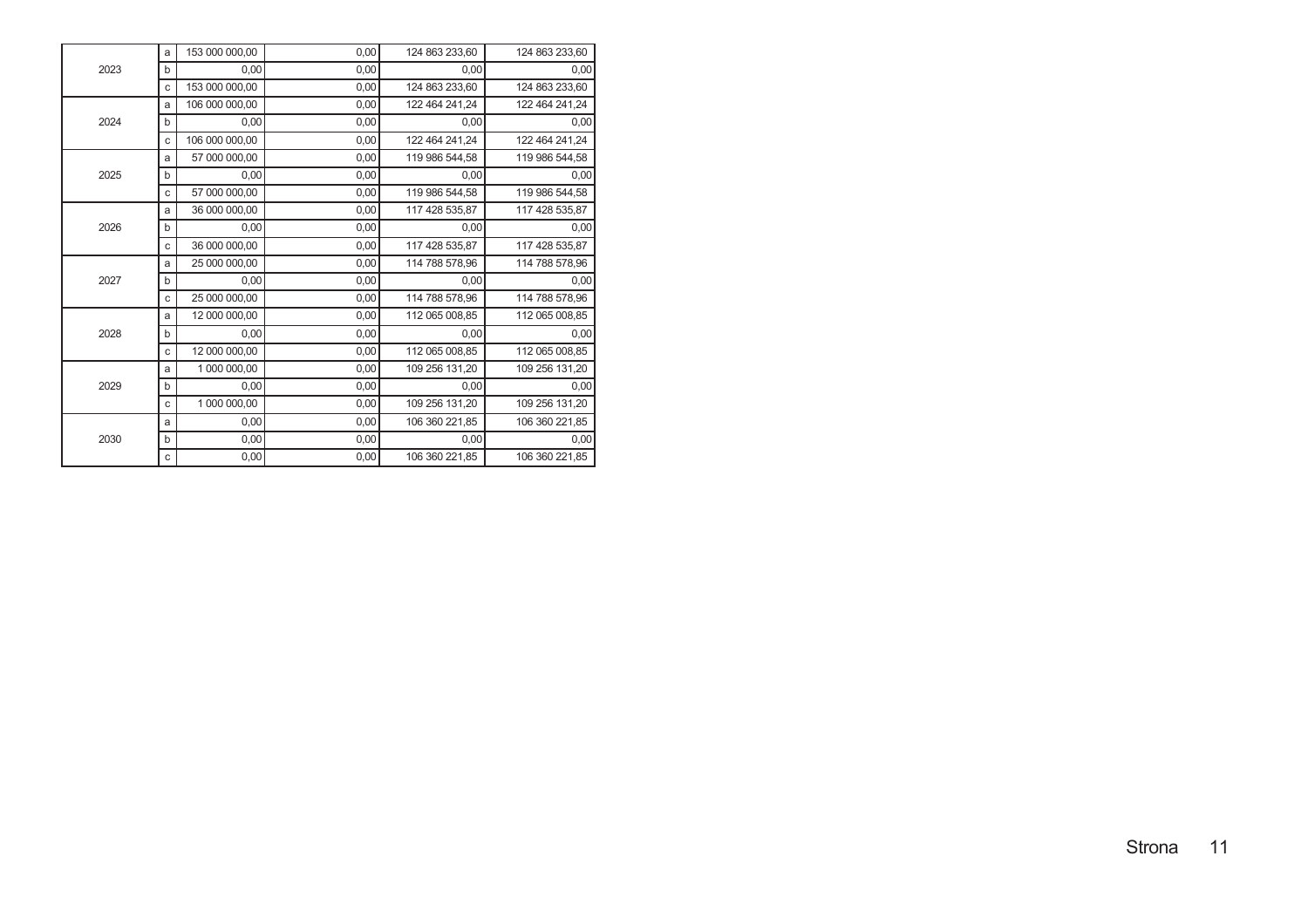| | | | | | |
|---|---|---|---|---|---|
| 2023 | a | 153 000 000,00 | 0,00 | 124 863 233,60 | 124 863 233,60 |
| | b | 0,00 | 0,00 | 0,00 | 0,00 |
| | c | 153 000 000,00 | 0,00 | 124 863 233,60 | 124 863 233,60 |
| 2024 | a | 106 000 000,00 | 0,00 | 122 464 241,24 | 122 464 241,24 |
| | b | 0,00 | 0,00 | 0,00 | 0,00 |
| | c | 106 000 000,00 | 0,00 | 122 464 241,24 | 122 464 241,24 |
| 2025 | a | 57 000 000,00 | 0,00 | 119 986 544,58 | 119 986 544,58 |
| | b | 0,00 | 0,00 | 0,00 | 0,00 |
| | c | 57 000 000,00 | 0,00 | 119 986 544,58 | 119 986 544,58 |
| 2026 | a | 36 000 000,00 | 0,00 | 117 428 535,87 | 117 428 535,87 |
| | b | 0,00 | 0,00 | 0,00 | 0,00 |
| | c | 36 000 000,00 | 0,00 | 117 428 535,87 | 117 428 535,87 |
| 2027 | a | 25 000 000,00 | 0,00 | 114 788 578,96 | 114 788 578,96 |
| | b | 0,00 | 0,00 | 0,00 | 0,00 |
| | c | 25 000 000,00 | 0,00 | 114 788 578,96 | 114 788 578,96 |
| 2028 | a | 12 000 000,00 | 0,00 | 112 065 008,85 | 112 065 008,85 |
| | b | 0,00 | 0,00 | 0,00 | 0,00 |
| | c | 12 000 000,00 | 0,00 | 112 065 008,85 | 112 065 008,85 |
| 2029 | a | 1 000 000,00 | 0,00 | 109 256 131,20 | 109 256 131,20 |
| | b | 0,00 | 0,00 | 0,00 | 0,00 |
| | c | 1 000 000,00 | 0,00 | 109 256 131,20 | 109 256 131,20 |
| 2030 | a | 0,00 | 0,00 | 106 360 221,85 | 106 360 221,85 |
| | b | 0,00 | 0,00 | 0,00 | 0,00 |
| | c | 0,00 | 0,00 | 106 360 221,85 | 106 360 221,85 |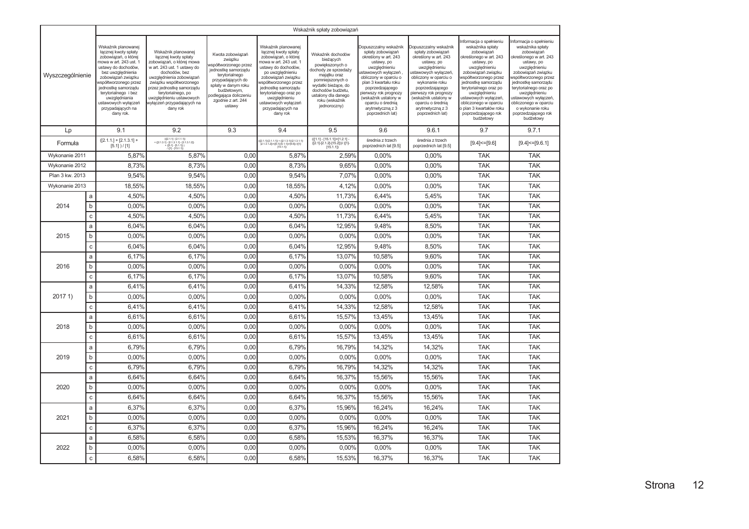| Wyszczególnienie | | Wskaźnik spłaty zobowiązań | | | | | | | | |
|---|---|---|---|---|---|---|---|---|---|---|
| | | Wskaźnik planowanej łącznej kwoty spłaty zobowiązań, o której mowa w art. 243 ust. 1 ustawy do dochodów, bez uwzględnienia zobowiązań związku współtworzonego przez jednostkę samorządu terytorialnego i bez uwzględniania ustawowych wyłączeń przypadających na dany rok. | Wskaźnik planowanej łącznej kwoty spłaty zobowiązań, o której mowa w art. 243 ust. 1 ustawy do dochodów, bez uwzględnienia zobowiązań związku współtworzonego przez jednostkę samorządu terytorialnego, po uwzględnieniu ustawowych wyłączeń przypadających na dany rok | Kwota zobowiązań związku współtworzonego przez jednostkę samorządu terytorialnego przypadających do spłaty w danym roku budżetowym, podlegająca doliczeniu zgodnie z art. 244 ustawy | Wskaźnik planowanej łącznej kwoty spłaty zobowiązań, o której mowa w art. 243 ust. 1 ustawy do dochodów, po uwzględnieniu zobowiązań związku współtworzonego przez jednostkę samorządu terytorialnego oraz po uwzględnieniu ustawowych wyłączeń przypadających na dany rok | Wskaźnik dochodów bieżących powiększonych o dochody ze sprzedaży majątku oraz pomniejszonych o wydatki bieżące, do dochodów budżetu, ustalony dla danego roku (wskaźnik jednoroczny) | Dopuszczalny wskaźnik spłaty zobowiązań określony w art. 243 ustawy, po uwzględnieniu ustawowych wyłączeń , obliczony w oparciu o plan 3 kwartału roku poprzedzającego pierwszy rok prognozy (wskaźnik ustalony w oparciu o średnią arytmetyczną z 3 poprzednich lat) | Dopuszczalny wskaźnik spłaty zobowiązań określony w art. 243 ustawy, po uwzględnieniu ustawowych wyłączeń, obliczony w oparciu o wykonanie roku poprzedzającego pierwszy rok prognozy (wskaźnik ustalony w oparciu o średnią arytmetyczną z 3 poprzednich lat) | Informacja o spełnieniu wskaźnika spłaty zobowiązań określonego w art. 243 ustawy, po uwzględnieniu zobowiązań związku współtworzonego przez jednostkę samorządu terytorialnego oraz po uwzględnieniu ustawowych wyłączeń, obliczonego w oparciu o plan 3 kwartałów roku poprzedzającego rok budżetowy | Informacja o spełnieniu wskaźnika spłaty zobowiązań określonego w art. 243 ustawy, po uwzględnieniu zobowiązań związku współtworzonego przez jednostkę samorządu terytorialnego oraz po uwzględnieniu ustawowych wyłączeń, obliczonego w oparciu o wykonanie roku poprzedzającego rok budżetowy |
| Lp | | 9.1 | 9.2 | 9.3 | 9.4 | 9.5 | 9.6 | 9.6.1 | 9.7 | 9.7.1 |
| Formuła | | ([2.1.1.] + [2.1.3.1] + [5.1] ) / [1] | ([2.1.1] - [2.1.1.1]) + ([2.1.3.1] - [2.1.3.1.1] - [2.1.3.1.2]) + ([5.1] - [5.1.1]) / ([1] - [15.1.1]) | | ([2.1.1]-[2.1.1.1]) + ([2.1.3.1]-[2.1.3.1.1]-[2.1.3.1.2])+([5.1]-[5.1.1])+[9.3]) / ([1]-[15.1.1]) | ([1.1] - [15.1.1])+[1.2.1] - ([2.1]-[2.1.2]-[15.2]))/ ([1]-[15.1.1]) | średnia z trzech poprzednich lat [9.5] | średnia z trzech poprzednich lat [9.5] | [9.4]<=[9.6] | [9.4]<=[9.6.1] |
| Wykonanie 2011 | | 5,87% | 5,87% | 0,00 | 5,87% | 2,59% | 0,00% | 0,00% | TAK | TAK |
| Wykonanie 2012 | | 8,73% | 8,73% | 0,00 | 8,73% | 9,65% | 0,00% | 0,00% | TAK | TAK |
| Plan 3 kw. 2013 | | 9,54% | 9,54% | 0,00 | 9,54% | 7,07% | 0,00% | 0,00% | TAK | TAK |
| Wykonanie 2013 | | 18,55% | 18,55% | 0,00 | 18,55% | 4,12% | 0,00% | 0,00% | TAK | TAK |
| 2014 | a | 4,50% | 4,50% | 0,00 | 4,50% | 11,73% | 6,44% | 5,45% | TAK | TAK |
| | b | 0,00% | 0,00% | 0,00 | 0,00% | 0,00% | 0,00% | 0,00% | TAK | TAK |
| | c | 4,50% | 4,50% | 0,00 | 4,50% | 11,73% | 6,44% | 5,45% | TAK | TAK |
| 2015 | a | 6,04% | 6,04% | 0,00 | 6,04% | 12,95% | 9,48% | 8,50% | TAK | TAK |
| | b | 0,00% | 0,00% | 0,00 | 0,00% | 0,00% | 0,00% | 0,00% | TAK | TAK |
| | c | 6,04% | 6,04% | 0,00 | 6,04% | 12,95% | 9,48% | 8,50% | TAK | TAK |
| 2016 | a | 6,17% | 6,17% | 0,00 | 6,17% | 13,07% | 10,58% | 9,60% | TAK | TAK |
| | b | 0,00% | 0,00% | 0,00 | 0,00% | 0,00% | 0,00% | 0,00% | TAK | TAK |
| | c | 6,17% | 6,17% | 0,00 | 6,17% | 13,07% | 10,58% | 9,60% | TAK | TAK |
| 2017 1) | a | 6,41% | 6,41% | 0,00 | 6,41% | 14,33% | 12,58% | 12,58% | TAK | TAK |
| | b | 0,00% | 0,00% | 0,00 | 0,00% | 0,00% | 0,00% | 0,00% | TAK | TAK |
| | c | 6,41% | 6,41% | 0,00 | 6,41% | 14,33% | 12,58% | 12,58% | TAK | TAK |
| 2018 | a | 6,61% | 6,61% | 0,00 | 6,61% | 15,57% | 13,45% | 13,45% | TAK | TAK |
| | b | 0,00% | 0,00% | 0,00 | 0,00% | 0,00% | 0,00% | 0,00% | TAK | TAK |
| | c | 6,61% | 6,61% | 0,00 | 6,61% | 15,57% | 13,45% | 13,45% | TAK | TAK |
| 2019 | a | 6,79% | 6,79% | 0,00 | 6,79% | 16,79% | 14,32% | 14,32% | TAK | TAK |
| | b | 0,00% | 0,00% | 0,00 | 0,00% | 0,00% | 0,00% | 0,00% | TAK | TAK |
| | c | 6,79% | 6,79% | 0,00 | 6,79% | 16,79% | 14,32% | 14,32% | TAK | TAK |
| 2020 | a | 6,64% | 6,64% | 0,00 | 6,64% | 16,37% | 15,56% | 15,56% | TAK | TAK |
| | b | 0,00% | 0,00% | 0,00 | 0,00% | 0,00% | 0,00% | 0,00% | TAK | TAK |
| | c | 6,64% | 6,64% | 0,00 | 6,64% | 16,37% | 15,56% | 15,56% | TAK | TAK |
| 2021 | a | 6,37% | 6,37% | 0,00 | 6,37% | 15,96% | 16,24% | 16,24% | TAK | TAK |
| | b | 0,00% | 0,00% | 0,00 | 0,00% | 0,00% | 0,00% | 0,00% | TAK | TAK |
| | c | 6,37% | 6,37% | 0,00 | 6,37% | 15,96% | 16,24% | 16,24% | TAK | TAK |
| 2022 | a | 6,58% | 6,58% | 0,00 | 6,58% | 15,53% | 16,37% | 16,37% | TAK | TAK |
| | b | 0,00% | 0,00% | 0,00 | 0,00% | 0,00% | 0,00% | 0,00% | TAK | TAK |
| | c | 6,58% | 6,58% | 0,00 | 6,58% | 15,53% | 16,37% | 16,37% | TAK | TAK |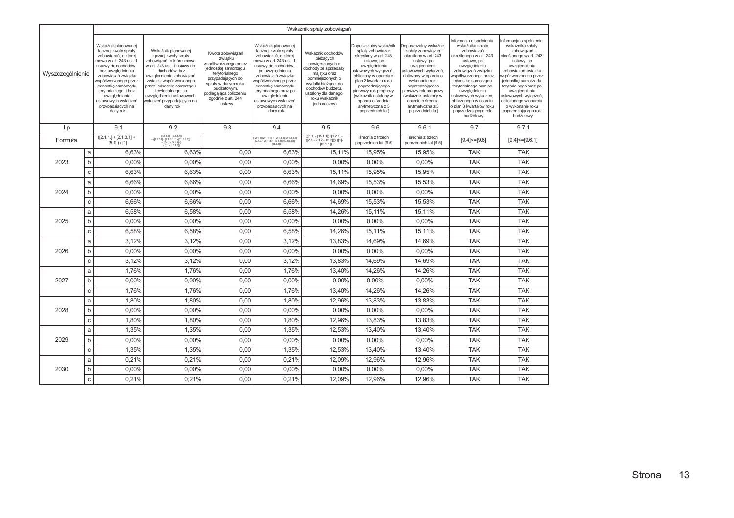| Wyszczególnienie | | Wskaźnik spłaty zobowiązań | | | | | | | | |
|---|---|---|---|---|---|---|---|---|---|---|
| | | Wskaźnik planowanej łącznej kwoty spłaty zobowiązań, o której mowa w art. 243 ust. 1 ustawy do dochodów, bez uwzględnienia zobowiązań związku współtworzonego przez jednostkę samorządu terytorialnego i bez uwzględniania ustawowych wyłączeń przypadających na dany rok. | Wskaźnik planowanej łącznej kwoty spłaty zobowiązań, o której mowa w art. 243 ust. 1 ustawy do dochodów, bez uwzględnienia zobowiązań związku współtworzonego przez jednostkę samorządu terytorialnego, po uwzględnieniu ustawowych wyłączeń przypadających na dany rok | Kwota zobowiązań związku współtworzonego przez jednostkę samorządu terytorialnego przypadających do spłaty w danym roku budżetowym, podlegająca doliczeniu zgodnie z art. 244 ustawy | Wskaźnik planowanej łącznej kwoty spłaty zobowiązań, o której mowa w art. 243 ust. 1 ustawy do dochodów, po uwzględnieniu zobowiązań związku współtworzonego przez jednostkę samorządu terytorialnego oraz po uwzględnieniu ustawowych wyłączeń przypadających na dany rok | Wskaźnik dochodów bieżących powiększonych o dochody ze sprzedaży majątku oraz pomniejszonych o wydatki bieżące, do dochodów budżetu, ustalony dla danego roku (wskaźnik jednoroczny) | Dopuszczalny wskaźnik spłaty zobowiązań określony w art. 243 ustawy, po uwzględnieniu ustawowych wyłączeń, obliczony w oparciu o plan 3 kwartału roku poprzedzającego pierwszy rok prognozy (wskaźnik ustalony w oparciu o średnią arytmetyczną z 3 poprzednich lat) | Dopuszczalny wskaźnik spłaty zobowiązań określony w art. 243 ustawy, po uwzględnieniu ustawowych wyłączeń, obliczony w oparciu o wykonanie roku poprzedzającego pierwszy rok prognozy (wskaźnik ustalony w oparciu o średnią arytmetyczną z 3 poprzednich lat) | Informacja o spełnieniu wskaźnika spłaty zobowiązań określonego w art. 243 ustawy, po uwzględnieniu zobowiązań związku współtworzonego przez jednostkę samorządu terytorialnego oraz po uwzględnieniu ustawowych wyłączeń, obliczonego w oparciu o plan 3 kwartałów roku poprzedzającego rok budżetowy | Informacja o spełnieniu wskaźnika spłaty zobowiązań określonego w art. 243 ustawy, po uwzględnieniu zobowiązań związku współtworzonego przez jednostkę samorządu terytorialnego oraz po uwzględnieniu ustawowych wyłączeń, obliczonego w oparciu o wykonanie roku poprzedzającego rok budżetowy |
| Lp | | 9.1 | 9.2 | 9.3 | 9.4 | 9.5 | 9.6 | 9.6.1 | 9.7 | 9.7.1 |
| Formuła | | ([2.1.1.] + [2.1.3.1] + [5.1] ) / [1] | ([2.1.1] - [2.1.1.1]) + ([2.1.3.1] - [2.1.3.1.1] - [2.1.3.1.2]) + [5.1] - [5.1.1]) / ([1] - [15.1.1]) | | ([2.1.1]-[2.1.1.1]) + ([2.1.3.1]-[2.1.3.1.1]-[2.1.3.1.2])+([5.1]-[5.1.1])+[9.3]) / ([1]-[15.1.1]) | ([1.1] - [15.1.1])+[1.2.1] - ([2.1]-[2.1.2]-[15.2]))/ ([1]-[15.1.1]) | średnia z trzech poprzednich lat [9.5] | średnia z trzech poprzednich lat [9.5] | [9.4]<=[9.6] | [9.4]<=[9.6.1] |
| 2023 | a | 6,63% | 6,63% | 0,00 | 6,63% | 15,11% | 15,95% | 15,95% | TAK | TAK |
| | b | 0,00% | 0,00% | 0,00 | 0,00% | 0,00% | 0,00% | 0,00% | TAK | TAK |
| | c | 6,63% | 6,63% | 0,00 | 6,63% | 15,11% | 15,95% | 15,95% | TAK | TAK |
| 2024 | a | 6,66% | 6,66% | 0,00 | 6,66% | 14,69% | 15,53% | 15,53% | TAK | TAK |
| | b | 0,00% | 0,00% | 0,00 | 0,00% | 0,00% | 0,00% | 0,00% | TAK | TAK |
| | c | 6,66% | 6,66% | 0,00 | 6,66% | 14,69% | 15,53% | 15,53% | TAK | TAK |
| 2025 | a | 6,58% | 6,58% | 0,00 | 6,58% | 14,26% | 15,11% | 15,11% | TAK | TAK |
| | b | 0,00% | 0,00% | 0,00 | 0,00% | 0,00% | 0,00% | 0,00% | TAK | TAK |
| | c | 6,58% | 6,58% | 0,00 | 6,58% | 14,26% | 15,11% | 15,11% | TAK | TAK |
| 2026 | a | 3,12% | 3,12% | 0,00 | 3,12% | 13,83% | 14,69% | 14,69% | TAK | TAK |
| | b | 0,00% | 0,00% | 0,00 | 0,00% | 0,00% | 0,00% | 0,00% | TAK | TAK |
| | c | 3,12% | 3,12% | 0,00 | 3,12% | 13,83% | 14,69% | 14,69% | TAK | TAK |
| 2027 | a | 1,76% | 1,76% | 0,00 | 1,76% | 13,40% | 14,26% | 14,26% | TAK | TAK |
| | b | 0,00% | 0,00% | 0,00 | 0,00% | 0,00% | 0,00% | 0,00% | TAK | TAK |
| | c | 1,76% | 1,76% | 0,00 | 1,76% | 13,40% | 14,26% | 14,26% | TAK | TAK |
| 2028 | a | 1,80% | 1,80% | 0,00 | 1,80% | 12,96% | 13,83% | 13,83% | TAK | TAK |
| | b | 0,00% | 0,00% | 0,00 | 0,00% | 0,00% | 0,00% | 0,00% | TAK | TAK |
| | c | 1,80% | 1,80% | 0,00 | 1,80% | 12,96% | 13,83% | 13,83% | TAK | TAK |
| 2029 | a | 1,35% | 1,35% | 0,00 | 1,35% | 12,53% | 13,40% | 13,40% | TAK | TAK |
| | b | 0,00% | 0,00% | 0,00 | 0,00% | 0,00% | 0,00% | 0,00% | TAK | TAK |
| | c | 1,35% | 1,35% | 0,00 | 1,35% | 12,53% | 13,40% | 13,40% | TAK | TAK |
| 2030 | a | 0,21% | 0,21% | 0,00 | 0,21% | 12,09% | 12,96% | 12,96% | TAK | TAK |
| | b | 0,00% | 0,00% | 0,00 | 0,00% | 0,00% | 0,00% | 0,00% | TAK | TAK |
| | c | 0,21% | 0,21% | 0,00 | 0,21% | 12,09% | 12,96% | 12,96% | TAK | TAK |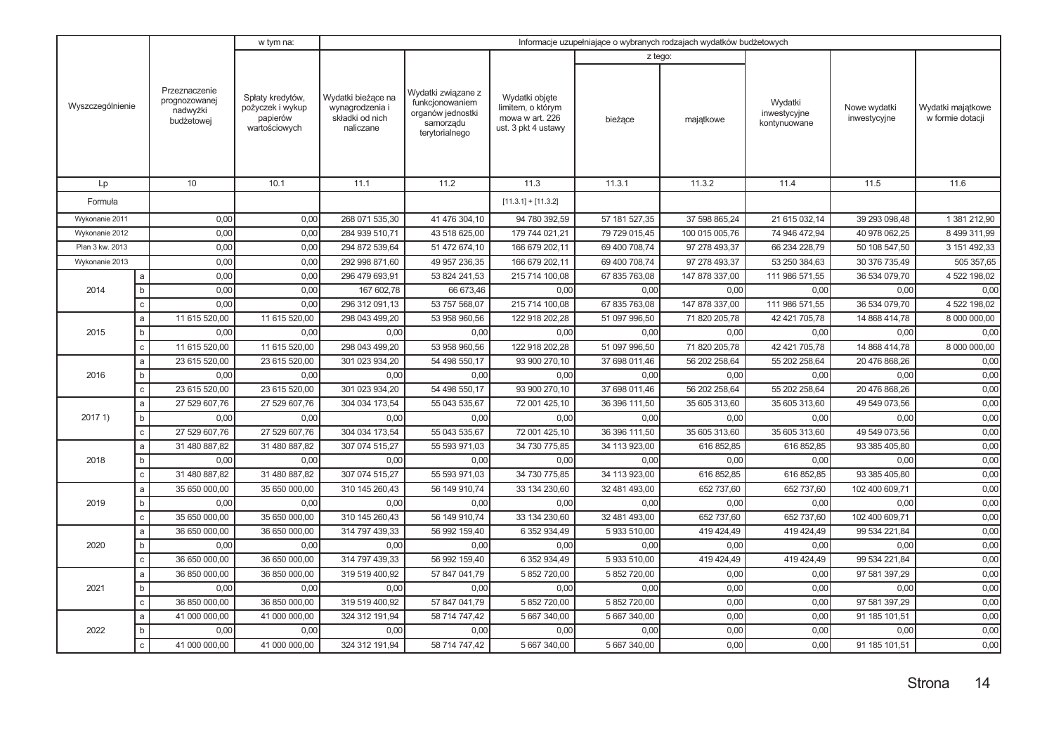| Wyszczególnienie | | Przeznaczenie prognozowanej nadwyżki budżetowej | w tym na: Spłaty kredytów, pożyczek i wykup papierów wartościowych | Informacje uzupełniające o wybranych rodzajach wydatków budżetowych | | | | | | | |
|---|---|---|---|---|---|---|---|---|---|---|---|
| | | | | Wydatki bieżące na wynagrodzenia i składki od nich naliczane | Wydatki związane z funkcjonowaniem organów jednostki samorządu terytorialnego | Wydatki objęte limitem, o którym mowa w art. 226 ust. 3 pkt 4 ustawy | z tego: bieżące | z tego: majątkowe | Wydatki inwestycyjne kontynuowane | Nowe wydatki inwestycyjne | Wydatki majątkowe w formie dotacji |
| Lp | | 10 | 10.1 | 11.1 | 11.2 | 11.3 | 11.3.1 | 11.3.2 | 11.4 | 11.5 | 11.6 |
| Formuła | | | | | | [11.3.1] + [11.3.2] | | | | | |
| Wykonanie 2011 | | 0,00 | 0,00 | 268 071 535,30 | 41 476 304,10 | 94 780 392,59 | 57 181 527,35 | 37 598 865,24 | 21 615 032,14 | 39 293 098,48 | 1 381 212,90 |
| Wykonanie 2012 | | 0,00 | 0,00 | 284 939 510,71 | 43 518 625,00 | 179 744 021,21 | 79 729 015,45 | 100 015 005,76 | 74 946 472,94 | 40 978 062,25 | 8 499 311,99 |
| Plan 3 kw. 2013 | | 0,00 | 0,00 | 294 872 539,64 | 51 472 674,10 | 166 679 202,11 | 69 400 708,74 | 97 278 493,37 | 66 234 228,79 | 50 108 547,50 | 3 151 492,33 |
| Wykonanie 2013 | | 0,00 | 0,00 | 292 998 871,60 | 49 957 236,35 | 166 679 202,11 | 69 400 708,74 | 97 278 493,37 | 53 250 384,63 | 30 376 735,49 | 505 357,65 |
| 2014 | a | 0,00 | 0,00 | 296 479 693,91 | 53 824 241,53 | 215 714 100,08 | 67 835 763,08 | 147 878 337,00 | 111 986 571,55 | 36 534 079,70 | 4 522 198,02 |
| | b | 0,00 | 0,00 | 167 602,78 | 66 673,46 | 0,00 | 0,00 | 0,00 | 0,00 | 0,00 | 0,00 |
| | c | 0,00 | 0,00 | 296 312 091,13 | 53 757 568,07 | 215 714 100,08 | 67 835 763,08 | 147 878 337,00 | 111 986 571,55 | 36 534 079,70 | 4 522 198,02 |
| 2015 | a | 11 615 520,00 | 11 615 520,00 | 298 043 499,20 | 53 958 960,56 | 122 918 202,28 | 51 097 996,50 | 71 820 205,78 | 42 421 705,78 | 14 868 414,78 | 8 000 000,00 |
| | b | 0,00 | 0,00 | 0,00 | 0,00 | 0,00 | 0,00 | 0,00 | 0,00 | 0,00 | 0,00 |
| | c | 11 615 520,00 | 11 615 520,00 | 298 043 499,20 | 53 958 960,56 | 122 918 202,28 | 51 097 996,50 | 71 820 205,78 | 42 421 705,78 | 14 868 414,78 | 8 000 000,00 |
| 2016 | a | 23 615 520,00 | 23 615 520,00 | 301 023 934,20 | 54 498 550,17 | 93 900 270,10 | 37 698 011,46 | 56 202 258,64 | 55 202 258,64 | 20 476 868,26 | 0,00 |
| | b | 0,00 | 0,00 | 0,00 | 0,00 | 0,00 | 0,00 | 0,00 | 0,00 | 0,00 | 0,00 |
| | c | 23 615 520,00 | 23 615 520,00 | 301 023 934,20 | 54 498 550,17 | 93 900 270,10 | 37 698 011,46 | 56 202 258,64 | 55 202 258,64 | 20 476 868,26 | 0,00 |
| 2017 1) | a | 27 529 607,76 | 27 529 607,76 | 304 034 173,54 | 55 043 535,67 | 72 001 425,10 | 36 396 111,50 | 35 605 313,60 | 35 605 313,60 | 49 549 073,56 | 0,00 |
| | b | 0,00 | 0,00 | 0,00 | 0,00 | 0,00 | 0,00 | 0,00 | 0,00 | 0,00 | 0,00 |
| | c | 27 529 607,76 | 27 529 607,76 | 304 034 173,54 | 55 043 535,67 | 72 001 425,10 | 36 396 111,50 | 35 605 313,60 | 35 605 313,60 | 49 549 073,56 | 0,00 |
| 2018 | a | 31 480 887,82 | 31 480 887,82 | 307 074 515,27 | 55 593 971,03 | 34 730 775,85 | 34 113 923,00 | 616 852,85 | 616 852,85 | 93 385 405,80 | 0,00 |
| | b | 0,00 | 0,00 | 0,00 | 0,00 | 0,00 | 0,00 | 0,00 | 0,00 | 0,00 | 0,00 |
| | c | 31 480 887,82 | 31 480 887,82 | 307 074 515,27 | 55 593 971,03 | 34 730 775,85 | 34 113 923,00 | 616 852,85 | 616 852,85 | 93 385 405,80 | 0,00 |
| 2019 | a | 35 650 000,00 | 35 650 000,00 | 310 145 260,43 | 56 149 910,74 | 33 134 230,60 | 32 481 493,00 | 652 737,60 | 652 737,60 | 102 400 609,71 | 0,00 |
| | b | 0,00 | 0,00 | 0,00 | 0,00 | 0,00 | 0,00 | 0,00 | 0,00 | 0,00 | 0,00 |
| | c | 35 650 000,00 | 35 650 000,00 | 310 145 260,43 | 56 149 910,74 | 33 134 230,60 | 32 481 493,00 | 652 737,60 | 652 737,60 | 102 400 609,71 | 0,00 |
| 2020 | a | 36 650 000,00 | 36 650 000,00 | 314 797 439,33 | 56 992 159,40 | 6 352 934,49 | 5 933 510,00 | 419 424,49 | 419 424,49 | 99 534 221,84 | 0,00 |
| | b | 0,00 | 0,00 | 0,00 | 0,00 | 0,00 | 0,00 | 0,00 | 0,00 | 0,00 | 0,00 |
| | c | 36 650 000,00 | 36 650 000,00 | 314 797 439,33 | 56 992 159,40 | 6 352 934,49 | 5 933 510,00 | 419 424,49 | 419 424,49 | 99 534 221,84 | 0,00 |
| 2021 | a | 36 850 000,00 | 36 850 000,00 | 319 519 400,92 | 57 847 041,79 | 5 852 720,00 | 5 852 720,00 | 0,00 | 0,00 | 97 581 397,29 | 0,00 |
| | b | 0,00 | 0,00 | 0,00 | 0,00 | 0,00 | 0,00 | 0,00 | 0,00 | 0,00 | 0,00 |
| | c | 36 850 000,00 | 36 850 000,00 | 319 519 400,92 | 57 847 041,79 | 5 852 720,00 | 5 852 720,00 | 0,00 | 0,00 | 97 581 397,29 | 0,00 |
| 2022 | a | 41 000 000,00 | 41 000 000,00 | 324 312 191,94 | 58 714 747,42 | 5 667 340,00 | 5 667 340,00 | 0,00 | 0,00 | 91 185 101,51 | 0,00 |
| | b | 0,00 | 0,00 | 0,00 | 0,00 | 0,00 | 0,00 | 0,00 | 0,00 | 0,00 | 0,00 |
| | c | 41 000 000,00 | 41 000 000,00 | 324 312 191,94 | 58 714 747,42 | 5 667 340,00 | 5 667 340,00 | 0,00 | 0,00 | 91 185 101,51 | 0,00 |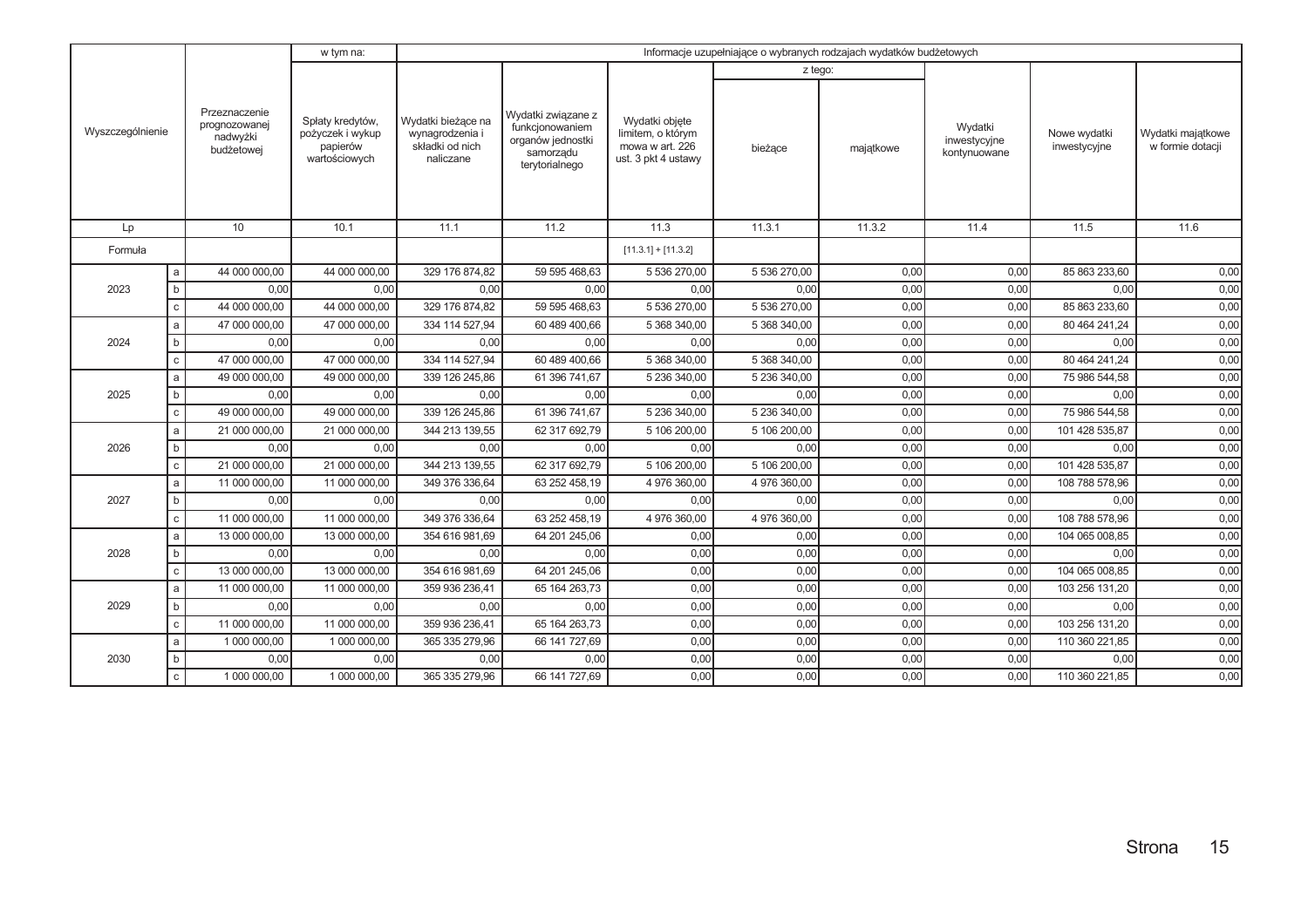| Wyszczególnienie | | Przeznaczenie prognozowanej nadwyżki budżetowej | w tym na: | Informacje uzupełniające o wybranych rodzajach wydatków budżetowych | | | | | | | |
|---|---|---|---|---|---|---|---|---|---|---|---|
| | | | Spłaty kredytów, pożyczek i wykup papierów wartościowych | Wydatki bieżące na wynagrodzenia i składki od nich naliczane | Wydatki związane z funkcjonowaniem organów jednostki samorządu terytorialnego | Wydatki objęte limitem, o którym mowa w art. 226 ust. 3 pkt 4 ustawy | z tego: | | Wydatki inwestycyjne kontynuowane | Nowe wydatki inwestycyjne | Wydatki majątkowe w formie dotacji |
| | | | | | | | bieżące | majątkowe | | | |
| Lp | | 10 | 10.1 | 11.1 | 11.2 | 11.3 | 11.3.1 | 11.3.2 | 11.4 | 11.5 | 11.6 |
| Formuła | | | | | | [11.3.1] + [11.3.2] | | | | | |
| 2023 | a | 44 000 000,00 | 44 000 000,00 | 329 176 874,82 | 59 595 468,63 | 5 536 270,00 | 5 536 270,00 | 0,00 | 0,00 | 85 863 233,60 | 0,00 |
| | b | 0,00 | 0,00 | 0,00 | 0,00 | 0,00 | 0,00 | 0,00 | 0,00 | 0,00 | 0,00 |
| | c | 44 000 000,00 | 44 000 000,00 | 329 176 874,82 | 59 595 468,63 | 5 536 270,00 | 5 536 270,00 | 0,00 | 0,00 | 85 863 233,60 | 0,00 |
| 2024 | a | 47 000 000,00 | 47 000 000,00 | 334 114 527,94 | 60 489 400,66 | 5 368 340,00 | 5 368 340,00 | 0,00 | 0,00 | 80 464 241,24 | 0,00 |
| | b | 0,00 | 0,00 | 0,00 | 0,00 | 0,00 | 0,00 | 0,00 | 0,00 | 0,00 | 0,00 |
| | c | 47 000 000,00 | 47 000 000,00 | 334 114 527,94 | 60 489 400,66 | 5 368 340,00 | 5 368 340,00 | 0,00 | 0,00 | 80 464 241,24 | 0,00 |
| 2025 | a | 49 000 000,00 | 49 000 000,00 | 339 126 245,86 | 61 396 741,67 | 5 236 340,00 | 5 236 340,00 | 0,00 | 0,00 | 75 986 544,58 | 0,00 |
| | b | 0,00 | 0,00 | 0,00 | 0,00 | 0,00 | 0,00 | 0,00 | 0,00 | 0,00 | 0,00 |
| | c | 49 000 000,00 | 49 000 000,00 | 339 126 245,86 | 61 396 741,67 | 5 236 340,00 | 5 236 340,00 | 0,00 | 0,00 | 75 986 544,58 | 0,00 |
| 2026 | a | 21 000 000,00 | 21 000 000,00 | 344 213 139,55 | 62 317 692,79 | 5 106 200,00 | 5 106 200,00 | 0,00 | 0,00 | 101 428 535,87 | 0,00 |
| | b | 0,00 | 0,00 | 0,00 | 0,00 | 0,00 | 0,00 | 0,00 | 0,00 | 0,00 | 0,00 |
| | c | 21 000 000,00 | 21 000 000,00 | 344 213 139,55 | 62 317 692,79 | 5 106 200,00 | 5 106 200,00 | 0,00 | 0,00 | 101 428 535,87 | 0,00 |
| 2027 | a | 11 000 000,00 | 11 000 000,00 | 349 376 336,64 | 63 252 458,19 | 4 976 360,00 | 4 976 360,00 | 0,00 | 0,00 | 108 788 578,96 | 0,00 |
| | b | 0,00 | 0,00 | 0,00 | 0,00 | 0,00 | 0,00 | 0,00 | 0,00 | 0,00 | 0,00 |
| | c | 11 000 000,00 | 11 000 000,00 | 349 376 336,64 | 63 252 458,19 | 4 976 360,00 | 4 976 360,00 | 0,00 | 0,00 | 108 788 578,96 | 0,00 |
| 2028 | a | 13 000 000,00 | 13 000 000,00 | 354 616 981,69 | 64 201 245,06 | 0,00 | 0,00 | 0,00 | 0,00 | 104 065 008,85 | 0,00 |
| | b | 0,00 | 0,00 | 0,00 | 0,00 | 0,00 | 0,00 | 0,00 | 0,00 | 0,00 | 0,00 |
| | c | 13 000 000,00 | 13 000 000,00 | 354 616 981,69 | 64 201 245,06 | 0,00 | 0,00 | 0,00 | 0,00 | 104 065 008,85 | 0,00 |
| 2029 | a | 11 000 000,00 | 11 000 000,00 | 359 936 236,41 | 65 164 263,73 | 0,00 | 0,00 | 0,00 | 0,00 | 103 256 131,20 | 0,00 |
| | b | 0,00 | 0,00 | 0,00 | 0,00 | 0,00 | 0,00 | 0,00 | 0,00 | 0,00 | 0,00 |
| | c | 11 000 000,00 | 11 000 000,00 | 359 936 236,41 | 65 164 263,73 | 0,00 | 0,00 | 0,00 | 0,00 | 103 256 131,20 | 0,00 |
| 2030 | a | 1 000 000,00 | 1 000 000,00 | 365 335 279,96 | 66 141 727,69 | 0,00 | 0,00 | 0,00 | 0,00 | 110 360 221,85 | 0,00 |
| | b | 0,00 | 0,00 | 0,00 | 0,00 | 0,00 | 0,00 | 0,00 | 0,00 | 0,00 | 0,00 |
| | c | 1 000 000,00 | 1 000 000,00 | 365 335 279,96 | 66 141 727,69 | 0,00 | 0,00 | 0,00 | 0,00 | 110 360 221,85 | 0,00 |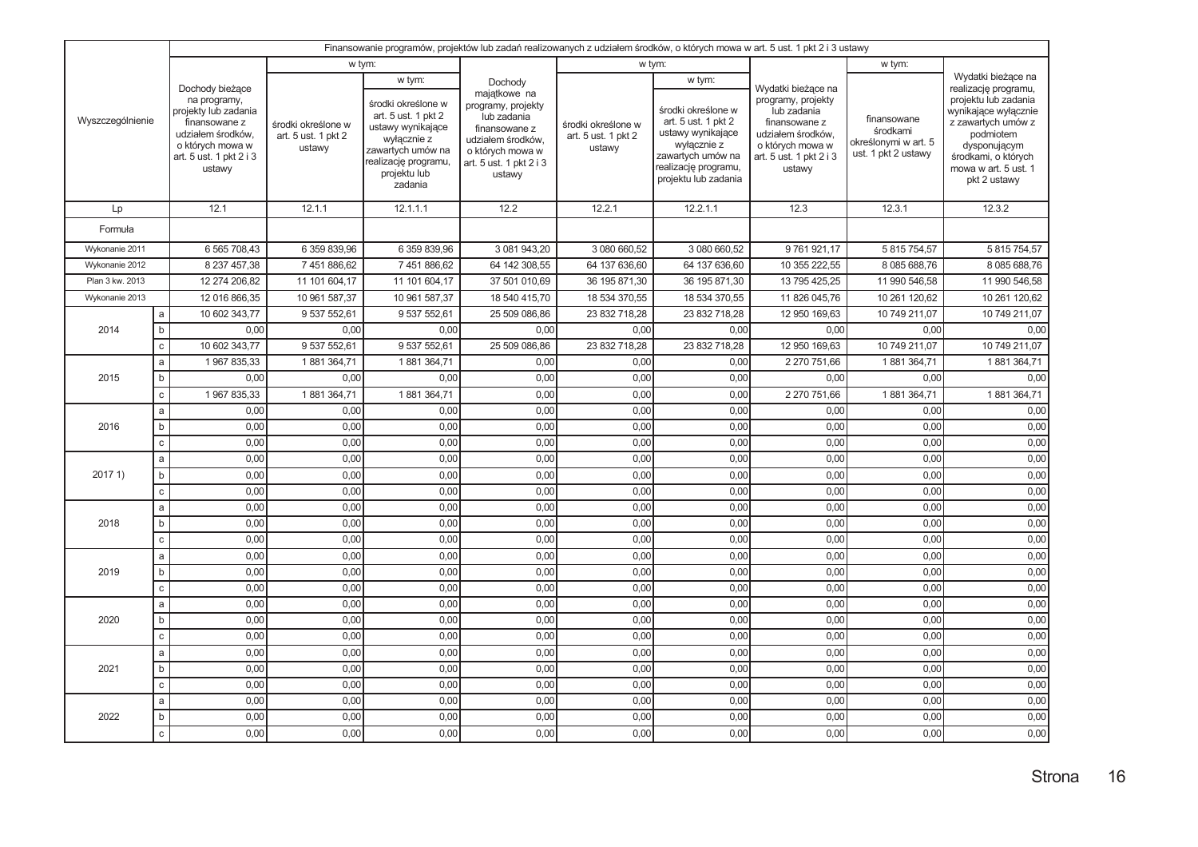| Wyszczególnienie | | Finansowanie programów, projektów lub zadań realizowanych z udziałem środków, o których mowa w art. 5 ust. 1 pkt 2 i 3 ustawy | | | | | | | | |
|---|---|---|---|---|---|---|---|---|---|---|
| | | Dochody bieżące na programy, projekty lub zadania finansowane z udziałem środków, o których mowa w art. 5 ust. 1 pkt 2 i 3 ustawy | w tym: | | Dochody majątkowe na programy, projekty lub zadania finansowane z udziałem środków, o których mowa w art. 5 ust. 1 pkt 2 i 3 ustawy | w tym: | | Wydatki bieżące na programy, projekty lub zadania finansowane z udziałem środków, o których mowa w art. 5 ust. 1 pkt 2 i 3 ustawy | w tym: | |
| | | | środki określone w art. 5 ust. 1 pkt 2 ustawy | w tym: środki określone w art. 5 ust. 1 pkt 2 ustawy wynikające wyłącznie z zawartych umów na realizację programu, projektu lub zadania | | środki określone w art. 5 ust. 1 pkt 2 ustawy | w tym: środki określone w art. 5 ust. 1 pkt 2 ustawy wynikające wyłącznie z zawartych umów na realizację programu, projektu lub zadania | | finansowane środkami określonymi w art. 5 ust. 1 pkt 2 ustawy | Wydatki bieżące na realizację programu, projektu lub zadania wynikające wyłącznie z zawartych umów z podmiotem dysponującym środkami, o których mowa w art. 5 ust. 1 pkt 2 ustawy |
| Lp | | 12.1 | 12.1.1 | 12.1.1.1 | 12.2 | 12.2.1 | 12.2.1.1 | 12.3 | 12.3.1 | 12.3.2 |
| Formuła | | | | | | | | | | |
| Wykonanie 2011 | | 6 565 708,43 | 6 359 839,96 | 6 359 839,96 | 3 081 943,20 | 3 080 660,52 | 3 080 660,52 | 9 761 921,17 | 5 815 754,57 | 5 815 754,57 |
| Wykonanie 2012 | | 8 237 457,38 | 7 451 886,62 | 7 451 886,62 | 64 142 308,55 | 64 137 636,60 | 64 137 636,60 | 10 355 222,55 | 8 085 688,76 | 8 085 688,76 |
| Plan 3 kw. 2013 | | 12 274 206,82 | 11 101 604,17 | 11 101 604,17 | 37 501 010,69 | 36 195 871,30 | 36 195 871,30 | 13 795 425,25 | 11 990 546,58 | 11 990 546,58 |
| Wykonanie 2013 | | 12 016 866,35 | 10 961 587,37 | 10 961 587,37 | 18 540 415,70 | 18 534 370,55 | 18 534 370,55 | 11 826 045,76 | 10 261 120,62 | 10 261 120,62 |
| 2014 | a | 10 602 343,77 | 9 537 552,61 | 9 537 552,61 | 25 509 086,86 | 23 832 718,28 | 23 832 718,28 | 12 950 169,63 | 10 749 211,07 | 10 749 211,07 |
| | b | 0,00 | 0,00 | 0,00 | 0,00 | 0,00 | 0,00 | 0,00 | 0,00 | 0,00 |
| | c | 10 602 343,77 | 9 537 552,61 | 9 537 552,61 | 25 509 086,86 | 23 832 718,28 | 23 832 718,28 | 12 950 169,63 | 10 749 211,07 | 10 749 211,07 |
| 2015 | a | 1 967 835,33 | 1 881 364,71 | 1 881 364,71 | 0,00 | 0,00 | 0,00 | 2 270 751,66 | 1 881 364,71 | 1 881 364,71 |
| | b | 0,00 | 0,00 | 0,00 | 0,00 | 0,00 | 0,00 | 0,00 | 0,00 | 0,00 |
| | c | 1 967 835,33 | 1 881 364,71 | 1 881 364,71 | 0,00 | 0,00 | 0,00 | 2 270 751,66 | 1 881 364,71 | 1 881 364,71 |
| 2016 | a | 0,00 | 0,00 | 0,00 | 0,00 | 0,00 | 0,00 | 0,00 | 0,00 | 0,00 |
| | b | 0,00 | 0,00 | 0,00 | 0,00 | 0,00 | 0,00 | 0,00 | 0,00 | 0,00 |
| | c | 0,00 | 0,00 | 0,00 | 0,00 | 0,00 | 0,00 | 0,00 | 0,00 | 0,00 |
| 2017 1) | a | 0,00 | 0,00 | 0,00 | 0,00 | 0,00 | 0,00 | 0,00 | 0,00 | 0,00 |
| | b | 0,00 | 0,00 | 0,00 | 0,00 | 0,00 | 0,00 | 0,00 | 0,00 | 0,00 |
| | c | 0,00 | 0,00 | 0,00 | 0,00 | 0,00 | 0,00 | 0,00 | 0,00 | 0,00 |
| 2018 | a | 0,00 | 0,00 | 0,00 | 0,00 | 0,00 | 0,00 | 0,00 | 0,00 | 0,00 |
| | b | 0,00 | 0,00 | 0,00 | 0,00 | 0,00 | 0,00 | 0,00 | 0,00 | 0,00 |
| | c | 0,00 | 0,00 | 0,00 | 0,00 | 0,00 | 0,00 | 0,00 | 0,00 | 0,00 |
| 2019 | a | 0,00 | 0,00 | 0,00 | 0,00 | 0,00 | 0,00 | 0,00 | 0,00 | 0,00 |
| | b | 0,00 | 0,00 | 0,00 | 0,00 | 0,00 | 0,00 | 0,00 | 0,00 | 0,00 |
| | c | 0,00 | 0,00 | 0,00 | 0,00 | 0,00 | 0,00 | 0,00 | 0,00 | 0,00 |
| 2020 | a | 0,00 | 0,00 | 0,00 | 0,00 | 0,00 | 0,00 | 0,00 | 0,00 | 0,00 |
| | b | 0,00 | 0,00 | 0,00 | 0,00 | 0,00 | 0,00 | 0,00 | 0,00 | 0,00 |
| | c | 0,00 | 0,00 | 0,00 | 0,00 | 0,00 | 0,00 | 0,00 | 0,00 | 0,00 |
| 2021 | a | 0,00 | 0,00 | 0,00 | 0,00 | 0,00 | 0,00 | 0,00 | 0,00 | 0,00 |
| | b | 0,00 | 0,00 | 0,00 | 0,00 | 0,00 | 0,00 | 0,00 | 0,00 | 0,00 |
| | c | 0,00 | 0,00 | 0,00 | 0,00 | 0,00 | 0,00 | 0,00 | 0,00 | 0,00 |
| 2022 | a | 0,00 | 0,00 | 0,00 | 0,00 | 0,00 | 0,00 | 0,00 | 0,00 | 0,00 |
| | b | 0,00 | 0,00 | 0,00 | 0,00 | 0,00 | 0,00 | 0,00 | 0,00 | 0,00 |
| | c | 0,00 | 0,00 | 0,00 | 0,00 | 0,00 | 0,00 | 0,00 | 0,00 | 0,00 |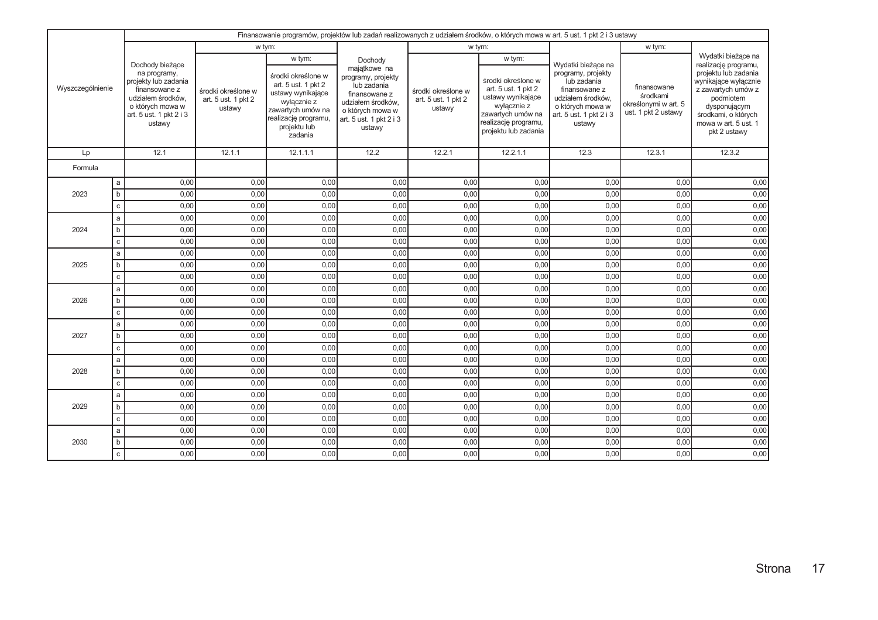| Wyszczególnienie | | Finansowanie programów, projektów lub zadań realizowanych z udziałem środków, o których mowa w art. 5 ust. 1 pkt 2 i 3 ustawy | | | | | | | | |
|---|---|---|---|---|---|---|---|---|---|---|
| | | Dochody bieżące na programy, projekty lub zadania finansowane z udziałem środków, o których mowa w art. 5 ust. 1 pkt 2 i 3 ustawy | w tym: | | Dochody majątkowe na programy, projekty lub zadania finansowane z udziałem środków, o których mowa w art. 5 ust. 1 pkt 2 i 3 ustawy | w tym: | | Wydatki bieżące na programy, projekty lub zadania finansowane z udziałem środków, o których mowa w art. 5 ust. 1 pkt 2 i 3 ustawy | w tym: | |
| | | | środki określone w art. 5 ust. 1 pkt 2 ustawy | w tym: | | środki określone w art. 5 ust. 1 pkt 2 ustawy | w tym: | | finansowane środkami określonymi w art. 5 ust. 1 pkt 2 ustawy | Wydatki bieżące na realizację programu, projektu lub zadania wynikające wyłącznie z zawartych umów z podmiotem dysponującym środkami, o których mowa w art. 5 ust. 1 pkt 2 ustawy |
| | | | | środki określone w art. 5 ust. 1 pkt 2 ustawy wynikające wyłącznie z zawartych umów na realizację programu, projektu lub zadania | | | środki określone w art. 5 ust. 1 pkt 2 ustawy wynikające wyłącznie z zawartych umów na realizację programu, projektu lub zadania | | | |
| Lp | | 12.1 | 12.1.1 | 12.1.1.1 | 12.2 | 12.2.1 | 12.2.1.1 | 12.3 | 12.3.1 | 12.3.2 |
| Formuła | | | | | | | | | | |
| 2023 | a | 0,00 | 0,00 | 0,00 | 0,00 | 0,00 | 0,00 | 0,00 | 0,00 | 0,00 |
| | b | 0,00 | 0,00 | 0,00 | 0,00 | 0,00 | 0,00 | 0,00 | 0,00 | 0,00 |
| | c | 0,00 | 0,00 | 0,00 | 0,00 | 0,00 | 0,00 | 0,00 | 0,00 | 0,00 |
| 2024 | a | 0,00 | 0,00 | 0,00 | 0,00 | 0,00 | 0,00 | 0,00 | 0,00 | 0,00 |
| | b | 0,00 | 0,00 | 0,00 | 0,00 | 0,00 | 0,00 | 0,00 | 0,00 | 0,00 |
| | c | 0,00 | 0,00 | 0,00 | 0,00 | 0,00 | 0,00 | 0,00 | 0,00 | 0,00 |
| 2025 | a | 0,00 | 0,00 | 0,00 | 0,00 | 0,00 | 0,00 | 0,00 | 0,00 | 0,00 |
| | b | 0,00 | 0,00 | 0,00 | 0,00 | 0,00 | 0,00 | 0,00 | 0,00 | 0,00 |
| | c | 0,00 | 0,00 | 0,00 | 0,00 | 0,00 | 0,00 | 0,00 | 0,00 | 0,00 |
| 2026 | a | 0,00 | 0,00 | 0,00 | 0,00 | 0,00 | 0,00 | 0,00 | 0,00 | 0,00 |
| | b | 0,00 | 0,00 | 0,00 | 0,00 | 0,00 | 0,00 | 0,00 | 0,00 | 0,00 |
| | c | 0,00 | 0,00 | 0,00 | 0,00 | 0,00 | 0,00 | 0,00 | 0,00 | 0,00 |
| 2027 | a | 0,00 | 0,00 | 0,00 | 0,00 | 0,00 | 0,00 | 0,00 | 0,00 | 0,00 |
| | b | 0,00 | 0,00 | 0,00 | 0,00 | 0,00 | 0,00 | 0,00 | 0,00 | 0,00 |
| | c | 0,00 | 0,00 | 0,00 | 0,00 | 0,00 | 0,00 | 0,00 | 0,00 | 0,00 |
| 2028 | a | 0,00 | 0,00 | 0,00 | 0,00 | 0,00 | 0,00 | 0,00 | 0,00 | 0,00 |
| | b | 0,00 | 0,00 | 0,00 | 0,00 | 0,00 | 0,00 | 0,00 | 0,00 | 0,00 |
| | c | 0,00 | 0,00 | 0,00 | 0,00 | 0,00 | 0,00 | 0,00 | 0,00 | 0,00 |
| 2029 | a | 0,00 | 0,00 | 0,00 | 0,00 | 0,00 | 0,00 | 0,00 | 0,00 | 0,00 |
| | b | 0,00 | 0,00 | 0,00 | 0,00 | 0,00 | 0,00 | 0,00 | 0,00 | 0,00 |
| | c | 0,00 | 0,00 | 0,00 | 0,00 | 0,00 | 0,00 | 0,00 | 0,00 | 0,00 |
| 2030 | a | 0,00 | 0,00 | 0,00 | 0,00 | 0,00 | 0,00 | 0,00 | 0,00 | 0,00 |
| | b | 0,00 | 0,00 | 0,00 | 0,00 | 0,00 | 0,00 | 0,00 | 0,00 | 0,00 |
| | c | 0,00 | 0,00 | 0,00 | 0,00 | 0,00 | 0,00 | 0,00 | 0,00 | 0,00 |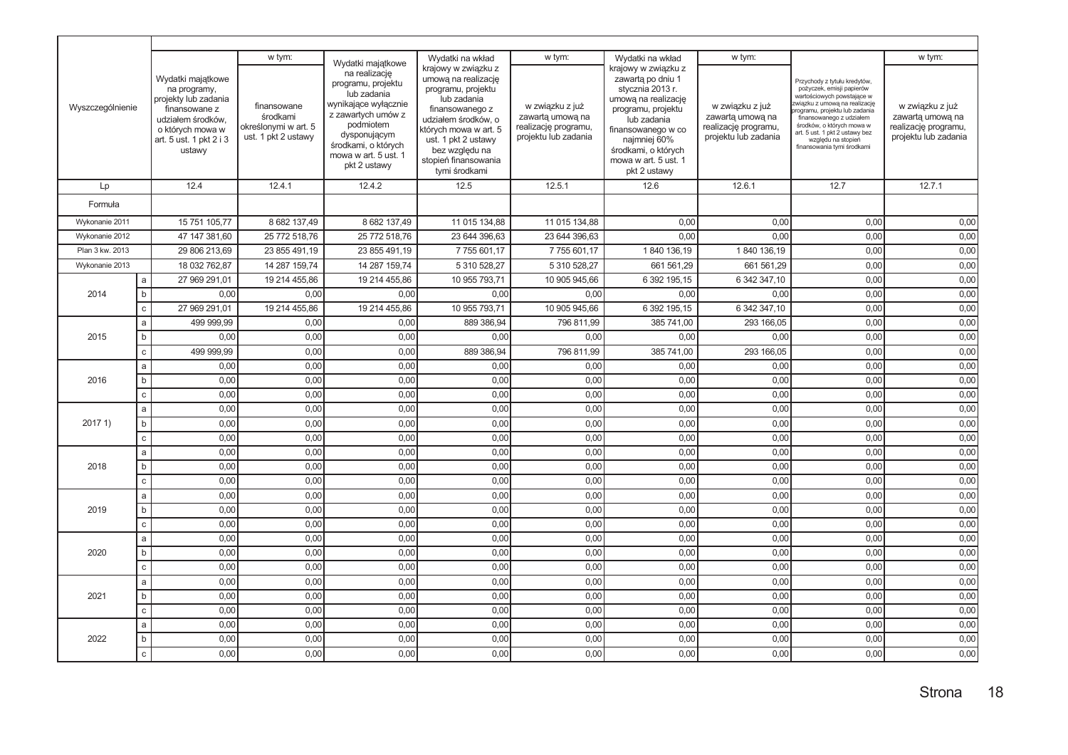| Wyszczególnienie | | Wydatki majątkowe na programy, projekty lub zadania finansowane z udziałem środków, o których mowa w art. 5 ust. 1 pkt 2 i 3 ustawy | w tym: finansowane środkami określonymi w art. 5 ust. 1 pkt 2 ustawy | Wydatki majątkowe na realizację programu, projektu lub zadania wynikające wyłącznie z zawartych umów z podmiotem dysponującym środkami, o których mowa w art. 5 ust. 1 pkt 2 ustawy | Wydatki na wkład krajowy w związku z umową na realizację programu, projektu lub zadania finansowanego z udziałem środków, o których mowa w art. 5 ust. 1 pkt 2 ustawy bez względu na stopień finansowania tymi środkami | w tym: w związku z już zawartą umową na realizację programu, projektu lub zadania | Wydatki na wkład krajowy w związku z zawartą po dniu 1 stycznia 2013 r. umową na realizację programu, projektu lub zadania finansowanego w co najmniej 60% środkami, o których mowa w art. 5 ust. 1 pkt 2 ustawy | w tym: w związku z już zawartą umową na realizację programu, projektu lub zadania | Przychody z tytułu kredytów, pożyczek, emisji papierów wartościowych powstające w związku z umową na realizację programu, projektu lub zadania finansowanego z udziałem środków, o których mowa w art. 5 ust. 1 pkt 2 ustawy bez względu na stopień finansowania tymi środkami | w tym: w związku z już zawartą umową na realizację programu, projektu lub zadania |
|---|---|---|---|---|---|---|---|---|---|---|
| Lp | | 12.4 | 12.4.1 | 12.4.2 | 12.5 | 12.5.1 | 12.6 | 12.6.1 | 12.7 | 12.7.1 |
| Formuła | | | | | | | | | | |
| Wykonanie 2011 | | 15 751 105,77 | 8 682 137,49 | 8 682 137,49 | 11 015 134,88 | 11 015 134,88 | 0,00 | 0,00 | 0,00 | 0,00 |
| Wykonanie 2012 | | 47 147 381,60 | 25 772 518,76 | 25 772 518,76 | 23 644 396,63 | 23 644 396,63 | 0,00 | 0,00 | 0,00 | 0,00 |
| Plan 3 kw. 2013 | | 29 806 213,69 | 23 855 491,19 | 23 855 491,19 | 7 755 601,17 | 7 755 601,17 | 1 840 136,19 | 1 840 136,19 | 0,00 | 0,00 |
| Wykonanie 2013 | | 18 032 762,87 | 14 287 159,74 | 14 287 159,74 | 5 310 528,27 | 5 310 528,27 | 661 561,29 | 661 561,29 | 0,00 | 0,00 |
| 2014 | a | 27 969 291,01 | 19 214 455,86 | 19 214 455,86 | 10 955 793,71 | 10 905 945,66 | 6 392 195,15 | 6 342 347,10 | 0,00 | 0,00 |
| | b | 0,00 | 0,00 | 0,00 | 0,00 | 0,00 | 0,00 | 0,00 | 0,00 | 0,00 |
| | c | 27 969 291,01 | 19 214 455,86 | 19 214 455,86 | 10 955 793,71 | 10 905 945,66 | 6 392 195,15 | 6 342 347,10 | 0,00 | 0,00 |
| 2015 | a | 499 999,99 | 0,00 | 0,00 | 889 386,94 | 796 811,99 | 385 741,00 | 293 166,05 | 0,00 | 0,00 |
| | b | 0,00 | 0,00 | 0,00 | 0,00 | 0,00 | 0,00 | 0,00 | 0,00 | 0,00 |
| | c | 499 999,99 | 0,00 | 0,00 | 889 386,94 | 796 811,99 | 385 741,00 | 293 166,05 | 0,00 | 0,00 |
| 2016 | a | 0,00 | 0,00 | 0,00 | 0,00 | 0,00 | 0,00 | 0,00 | 0,00 | 0,00 |
| | b | 0,00 | 0,00 | 0,00 | 0,00 | 0,00 | 0,00 | 0,00 | 0,00 | 0,00 |
| | c | 0,00 | 0,00 | 0,00 | 0,00 | 0,00 | 0,00 | 0,00 | 0,00 | 0,00 |
| 2017 1) | a | 0,00 | 0,00 | 0,00 | 0,00 | 0,00 | 0,00 | 0,00 | 0,00 | 0,00 |
| | b | 0,00 | 0,00 | 0,00 | 0,00 | 0,00 | 0,00 | 0,00 | 0,00 | 0,00 |
| | c | 0,00 | 0,00 | 0,00 | 0,00 | 0,00 | 0,00 | 0,00 | 0,00 | 0,00 |
| 2018 | a | 0,00 | 0,00 | 0,00 | 0,00 | 0,00 | 0,00 | 0,00 | 0,00 | 0,00 |
| | b | 0,00 | 0,00 | 0,00 | 0,00 | 0,00 | 0,00 | 0,00 | 0,00 | 0,00 |
| | c | 0,00 | 0,00 | 0,00 | 0,00 | 0,00 | 0,00 | 0,00 | 0,00 | 0,00 |
| 2019 | a | 0,00 | 0,00 | 0,00 | 0,00 | 0,00 | 0,00 | 0,00 | 0,00 | 0,00 |
| | b | 0,00 | 0,00 | 0,00 | 0,00 | 0,00 | 0,00 | 0,00 | 0,00 | 0,00 |
| | c | 0,00 | 0,00 | 0,00 | 0,00 | 0,00 | 0,00 | 0,00 | 0,00 | 0,00 |
| 2020 | a | 0,00 | 0,00 | 0,00 | 0,00 | 0,00 | 0,00 | 0,00 | 0,00 | 0,00 |
| | b | 0,00 | 0,00 | 0,00 | 0,00 | 0,00 | 0,00 | 0,00 | 0,00 | 0,00 |
| | c | 0,00 | 0,00 | 0,00 | 0,00 | 0,00 | 0,00 | 0,00 | 0,00 | 0,00 |
| 2021 | a | 0,00 | 0,00 | 0,00 | 0,00 | 0,00 | 0,00 | 0,00 | 0,00 | 0,00 |
| | b | 0,00 | 0,00 | 0,00 | 0,00 | 0,00 | 0,00 | 0,00 | 0,00 | 0,00 |
| | c | 0,00 | 0,00 | 0,00 | 0,00 | 0,00 | 0,00 | 0,00 | 0,00 | 0,00 |
| 2022 | a | 0,00 | 0,00 | 0,00 | 0,00 | 0,00 | 0,00 | 0,00 | 0,00 | 0,00 |
| | b | 0,00 | 0,00 | 0,00 | 0,00 | 0,00 | 0,00 | 0,00 | 0,00 | 0,00 |
| | c | 0,00 | 0,00 | 0,00 | 0,00 | 0,00 | 0,00 | 0,00 | 0,00 | 0,00 |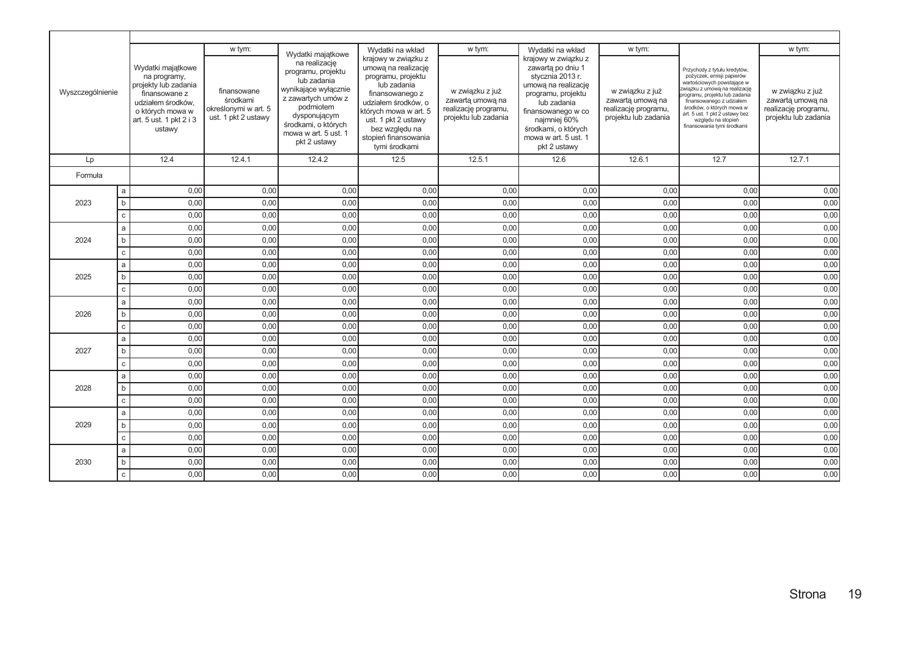| Wyszczególnienie | | Wydatki majątkowe na programy, projekty lub zadania finansowane z udziałem środków, o których mowa w art. 5 ust. 1 pkt 2 i 3 ustawy | w tym: finansowane środkami określonymi w art. 5 ust. 1 pkt 2 ustawy | Wydatki majątkowe na realizację programu, projektu lub zadania wynikające wyłącznie z zawartych umów z podmiotem dysponującym środkami, o których mowa w art. 5 ust. 1 pkt 2 ustawy | Wydatki na wkład krajowy w związku z umową na realizację programu, projektu lub zadania finansowanego z udziałem środków, o których mowa w art. 5 ust. 1 pkt 2 ustawy bez względu na stopień finansowania tymi środkami | w tym: w związku z już zawartą umową na realizację programu, projektu lub zadania | Wydatki na wkład krajowy w związku z zawartą po dniu 1 stycznia 2013 r. umową na realizację programu, projektu lub zadania finansowanego w co najmniej 60% środkami, o których mowa w art. 5 ust. 1 pkt 2 ustawy | w tym: w związku z już zawartą umową na realizację programu, projektu lub zadania | Przychody z tytułu kredytów, pożyczek, emisji papierów wartościowych powstające w związku z umową na realizację programu, projektu lub zadania finansowanego z udziałem środków, o których mowa w art. 5 ust. 1 pkt 2 ustawy bez względu na stopień finansowania tymi środkami | w tym: w związku z już zawartą umową na realizację programu, projektu lub zadania |
|---|---|---|---|---|---|---|---|---|---|---|
| Lp | | 12.4 | 12.4.1 | 12.4.2 | 12.5 | 12.5.1 | 12.6 | 12.6.1 | 12.7 | 12.7.1 |
| Formuła | | | | | | | | | | |
| 2023 | a | 0,00 | 0,00 | 0,00 | 0,00 | 0,00 | 0,00 | 0,00 | 0,00 | 0,00 |
| | b | 0,00 | 0,00 | 0,00 | 0,00 | 0,00 | 0,00 | 0,00 | 0,00 | 0,00 |
| | c | 0,00 | 0,00 | 0,00 | 0,00 | 0,00 | 0,00 | 0,00 | 0,00 | 0,00 |
| 2024 | a | 0,00 | 0,00 | 0,00 | 0,00 | 0,00 | 0,00 | 0,00 | 0,00 | 0,00 |
| | b | 0,00 | 0,00 | 0,00 | 0,00 | 0,00 | 0,00 | 0,00 | 0,00 | 0,00 |
| | c | 0,00 | 0,00 | 0,00 | 0,00 | 0,00 | 0,00 | 0,00 | 0,00 | 0,00 |
| 2025 | a | 0,00 | 0,00 | 0,00 | 0,00 | 0,00 | 0,00 | 0,00 | 0,00 | 0,00 |
| | b | 0,00 | 0,00 | 0,00 | 0,00 | 0,00 | 0,00 | 0,00 | 0,00 | 0,00 |
| | c | 0,00 | 0,00 | 0,00 | 0,00 | 0,00 | 0,00 | 0,00 | 0,00 | 0,00 |
| 2026 | a | 0,00 | 0,00 | 0,00 | 0,00 | 0,00 | 0,00 | 0,00 | 0,00 | 0,00 |
| | b | 0,00 | 0,00 | 0,00 | 0,00 | 0,00 | 0,00 | 0,00 | 0,00 | 0,00 |
| | c | 0,00 | 0,00 | 0,00 | 0,00 | 0,00 | 0,00 | 0,00 | 0,00 | 0,00 |
| 2027 | a | 0,00 | 0,00 | 0,00 | 0,00 | 0,00 | 0,00 | 0,00 | 0,00 | 0,00 |
| | b | 0,00 | 0,00 | 0,00 | 0,00 | 0,00 | 0,00 | 0,00 | 0,00 | 0,00 |
| | c | 0,00 | 0,00 | 0,00 | 0,00 | 0,00 | 0,00 | 0,00 | 0,00 | 0,00 |
| 2028 | a | 0,00 | 0,00 | 0,00 | 0,00 | 0,00 | 0,00 | 0,00 | 0,00 | 0,00 |
| | b | 0,00 | 0,00 | 0,00 | 0,00 | 0,00 | 0,00 | 0,00 | 0,00 | 0,00 |
| | c | 0,00 | 0,00 | 0,00 | 0,00 | 0,00 | 0,00 | 0,00 | 0,00 | 0,00 |
| 2029 | a | 0,00 | 0,00 | 0,00 | 0,00 | 0,00 | 0,00 | 0,00 | 0,00 | 0,00 |
| | b | 0,00 | 0,00 | 0,00 | 0,00 | 0,00 | 0,00 | 0,00 | 0,00 | 0,00 |
| | c | 0,00 | 0,00 | 0,00 | 0,00 | 0,00 | 0,00 | 0,00 | 0,00 | 0,00 |
| 2030 | a | 0,00 | 0,00 | 0,00 | 0,00 | 0,00 | 0,00 | 0,00 | 0,00 | 0,00 |
| | b | 0,00 | 0,00 | 0,00 | 0,00 | 0,00 | 0,00 | 0,00 | 0,00 | 0,00 |
| | c | 0,00 | 0,00 | 0,00 | 0,00 | 0,00 | 0,00 | 0,00 | 0,00 | 0,00 |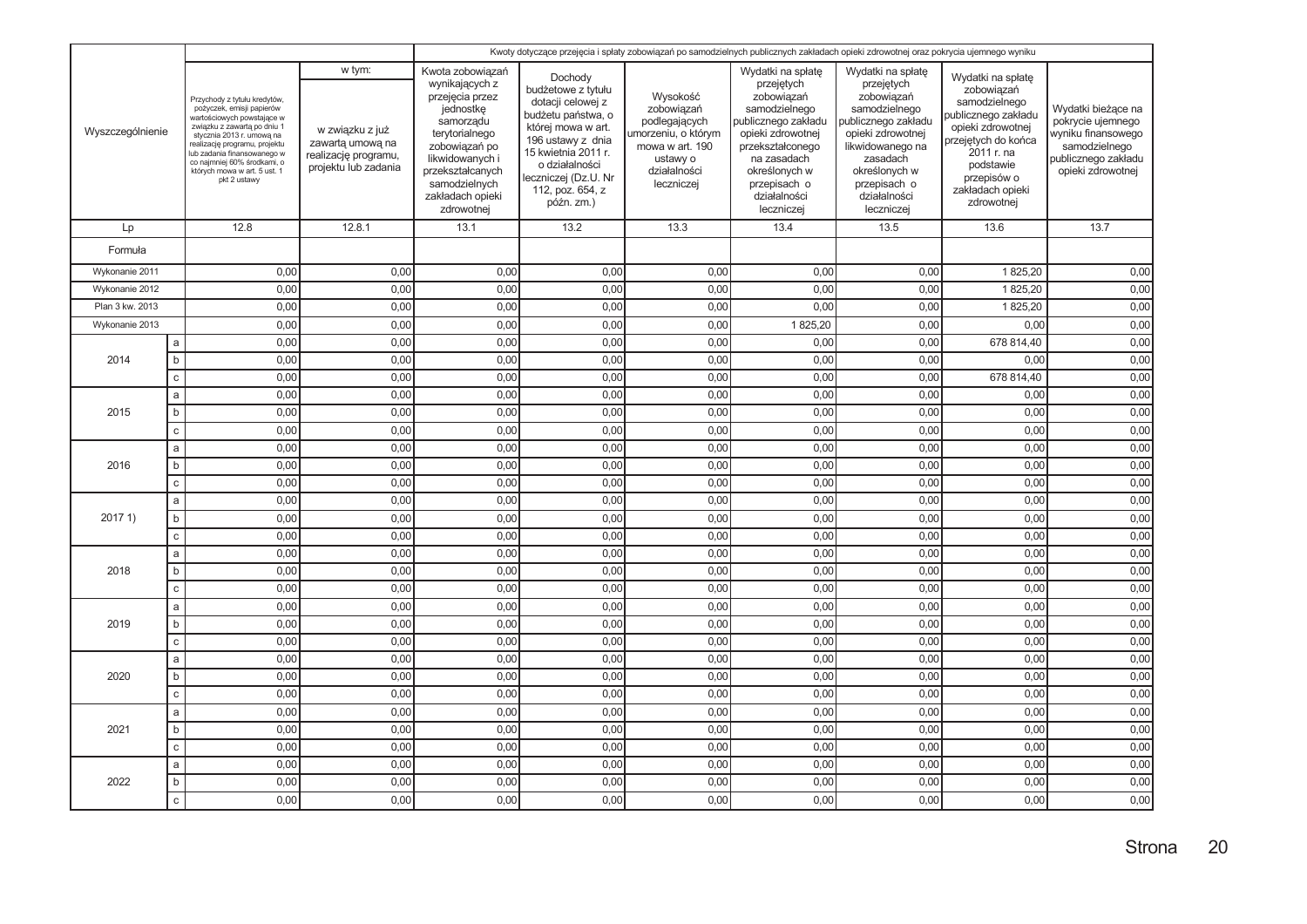| Wyszczególnienie | | | w tym: | Kwoty dotyczące przejęcia i spłaty zobowiązań po samodzielnych publicznych zakładach opieki zdrowotnej oraz pokrycia ujemnego wyniku | | | | | | |
|---|---|---|---|---|---|---|---|---|---|---|
| | | Przychody z tytułu kredytów, pożyczek, emisji papierów wartościowych powstające w związku z zawartą po dniu 1 stycznia 2013 r. umową na realizację programu, projektu lub zadania finansowanego w co najmniej 60% środkami, o których mowa w art. 5 ust. 1 pkt 2 ustawy | w związku z już zawartą umową na realizację programu, projektu lub zadania | Kwota zobowiązań wynikających z przejęcia przez jednostkę samorządu terytorialnego zobowiązań po likwidowanych i przekształcanych samodzielnych zakładach opieki zdrowotnej | Dochody budżetowe z tytułu dotacji celowej z budżetu państwa, o której mowa w art. 196 ustawy z dnia 15 kwietnia 2011 r. o działalności leczniczej (Dz.U. Nr 112, poz. 654, z późn. zm.) | Wysokość zobowiązań podlegających umorzeniu, o którym mowa w art. 190 ustawy o działalności leczniczej | Wydatki na spłatę przejętych zobowiązań samodzielnego publicznego zakładu opieki zdrowotnej przekształconego na zasadach określonych w przepisach o działalności leczniczej | Wydatki na spłatę przejętych zobowiązań samodzielnego publicznego zakładu opieki zdrowotnej likwidowanego na zasadach określonych w przepisach o działalności leczniczej | Wydatki na spłatę zobowiązań samodzielnego publicznego zakładu opieki zdrowotnej przejętych do końca 2011 r. na podstawie przepisów o zakładach opieki zdrowotnej | Wydatki bieżące na pokrycie ujemnego wyniku finansowego samodzielnego publicznego zakładu opieki zdrowotnej |
| Lp | | 12.8 | 12.8.1 | 13.1 | 13.2 | 13.3 | 13.4 | 13.5 | 13.6 | 13.7 |
| Formuła | | | | | | | | | | |
| Wykonanie 2011 | | 0,00 | 0,00 | 0,00 | 0,00 | 0,00 | 0,00 | 0,00 | 1 825,20 | 0,00 |
| Wykonanie 2012 | | 0,00 | 0,00 | 0,00 | 0,00 | 0,00 | 0,00 | 0,00 | 1 825,20 | 0,00 |
| Plan 3 kw. 2013 | | 0,00 | 0,00 | 0,00 | 0,00 | 0,00 | 0,00 | 0,00 | 1 825,20 | 0,00 |
| Wykonanie 2013 | | 0,00 | 0,00 | 0,00 | 0,00 | 0,00 | 1 825,20 | 0,00 | 0,00 | 0,00 |
| 2014 | a | 0,00 | 0,00 | 0,00 | 0,00 | 0,00 | 0,00 | 0,00 | 678 814,40 | 0,00 |
| | b | 0,00 | 0,00 | 0,00 | 0,00 | 0,00 | 0,00 | 0,00 | 0,00 | 0,00 |
| | c | 0,00 | 0,00 | 0,00 | 0,00 | 0,00 | 0,00 | 0,00 | 678 814,40 | 0,00 |
| 2015 | a | 0,00 | 0,00 | 0,00 | 0,00 | 0,00 | 0,00 | 0,00 | 0,00 | 0,00 |
| | b | 0,00 | 0,00 | 0,00 | 0,00 | 0,00 | 0,00 | 0,00 | 0,00 | 0,00 |
| | c | 0,00 | 0,00 | 0,00 | 0,00 | 0,00 | 0,00 | 0,00 | 0,00 | 0,00 |
| 2016 | a | 0,00 | 0,00 | 0,00 | 0,00 | 0,00 | 0,00 | 0,00 | 0,00 | 0,00 |
| | b | 0,00 | 0,00 | 0,00 | 0,00 | 0,00 | 0,00 | 0,00 | 0,00 | 0,00 |
| | c | 0,00 | 0,00 | 0,00 | 0,00 | 0,00 | 0,00 | 0,00 | 0,00 | 0,00 |
| 2017 1) | a | 0,00 | 0,00 | 0,00 | 0,00 | 0,00 | 0,00 | 0,00 | 0,00 | 0,00 |
| | b | 0,00 | 0,00 | 0,00 | 0,00 | 0,00 | 0,00 | 0,00 | 0,00 | 0,00 |
| | c | 0,00 | 0,00 | 0,00 | 0,00 | 0,00 | 0,00 | 0,00 | 0,00 | 0,00 |
| 2018 | a | 0,00 | 0,00 | 0,00 | 0,00 | 0,00 | 0,00 | 0,00 | 0,00 | 0,00 |
| | b | 0,00 | 0,00 | 0,00 | 0,00 | 0,00 | 0,00 | 0,00 | 0,00 | 0,00 |
| | c | 0,00 | 0,00 | 0,00 | 0,00 | 0,00 | 0,00 | 0,00 | 0,00 | 0,00 |
| 2019 | a | 0,00 | 0,00 | 0,00 | 0,00 | 0,00 | 0,00 | 0,00 | 0,00 | 0,00 |
| | b | 0,00 | 0,00 | 0,00 | 0,00 | 0,00 | 0,00 | 0,00 | 0,00 | 0,00 |
| | c | 0,00 | 0,00 | 0,00 | 0,00 | 0,00 | 0,00 | 0,00 | 0,00 | 0,00 |
| 2020 | a | 0,00 | 0,00 | 0,00 | 0,00 | 0,00 | 0,00 | 0,00 | 0,00 | 0,00 |
| | b | 0,00 | 0,00 | 0,00 | 0,00 | 0,00 | 0,00 | 0,00 | 0,00 | 0,00 |
| | c | 0,00 | 0,00 | 0,00 | 0,00 | 0,00 | 0,00 | 0,00 | 0,00 | 0,00 |
| 2021 | a | 0,00 | 0,00 | 0,00 | 0,00 | 0,00 | 0,00 | 0,00 | 0,00 | 0,00 |
| | b | 0,00 | 0,00 | 0,00 | 0,00 | 0,00 | 0,00 | 0,00 | 0,00 | 0,00 |
| | c | 0,00 | 0,00 | 0,00 | 0,00 | 0,00 | 0,00 | 0,00 | 0,00 | 0,00 |
| 2022 | a | 0,00 | 0,00 | 0,00 | 0,00 | 0,00 | 0,00 | 0,00 | 0,00 | 0,00 |
| | b | 0,00 | 0,00 | 0,00 | 0,00 | 0,00 | 0,00 | 0,00 | 0,00 | 0,00 |
| | c | 0,00 | 0,00 | 0,00 | 0,00 | 0,00 | 0,00 | 0,00 | 0,00 | 0,00 |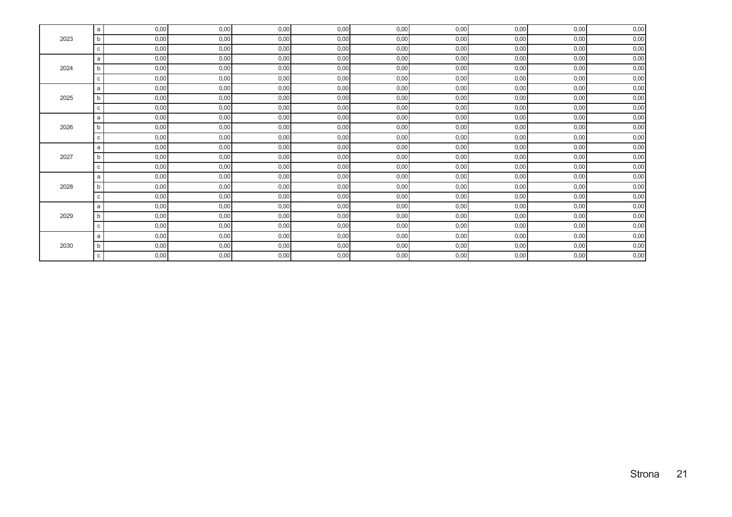| | | | | | | | | | | |
|---|---|---|---|---|---|---|---|---|---|---|
| 2023 | a | 0,00 | 0,00 | 0,00 | 0,00 | 0,00 | 0,00 | 0,00 | 0,00 | 0,00 |
| | b | 0,00 | 0,00 | 0,00 | 0,00 | 0,00 | 0,00 | 0,00 | 0,00 | 0,00 |
| | c | 0,00 | 0,00 | 0,00 | 0,00 | 0,00 | 0,00 | 0,00 | 0,00 | 0,00 |
| 2024 | a | 0,00 | 0,00 | 0,00 | 0,00 | 0,00 | 0,00 | 0,00 | 0,00 | 0,00 |
| | b | 0,00 | 0,00 | 0,00 | 0,00 | 0,00 | 0,00 | 0,00 | 0,00 | 0,00 |
| | c | 0,00 | 0,00 | 0,00 | 0,00 | 0,00 | 0,00 | 0,00 | 0,00 | 0,00 |
| 2025 | a | 0,00 | 0,00 | 0,00 | 0,00 | 0,00 | 0,00 | 0,00 | 0,00 | 0,00 |
| | b | 0,00 | 0,00 | 0,00 | 0,00 | 0,00 | 0,00 | 0,00 | 0,00 | 0,00 |
| | c | 0,00 | 0,00 | 0,00 | 0,00 | 0,00 | 0,00 | 0,00 | 0,00 | 0,00 |
| 2026 | a | 0,00 | 0,00 | 0,00 | 0,00 | 0,00 | 0,00 | 0,00 | 0,00 | 0,00 |
| | b | 0,00 | 0,00 | 0,00 | 0,00 | 0,00 | 0,00 | 0,00 | 0,00 | 0,00 |
| | c | 0,00 | 0,00 | 0,00 | 0,00 | 0,00 | 0,00 | 0,00 | 0,00 | 0,00 |
| 2027 | a | 0,00 | 0,00 | 0,00 | 0,00 | 0,00 | 0,00 | 0,00 | 0,00 | 0,00 |
| | b | 0,00 | 0,00 | 0,00 | 0,00 | 0,00 | 0,00 | 0,00 | 0,00 | 0,00 |
| | c | 0,00 | 0,00 | 0,00 | 0,00 | 0,00 | 0,00 | 0,00 | 0,00 | 0,00 |
| 2028 | a | 0,00 | 0,00 | 0,00 | 0,00 | 0,00 | 0,00 | 0,00 | 0,00 | 0,00 |
| | b | 0,00 | 0,00 | 0,00 | 0,00 | 0,00 | 0,00 | 0,00 | 0,00 | 0,00 |
| | c | 0,00 | 0,00 | 0,00 | 0,00 | 0,00 | 0,00 | 0,00 | 0,00 | 0,00 |
| 2029 | a | 0,00 | 0,00 | 0,00 | 0,00 | 0,00 | 0,00 | 0,00 | 0,00 | 0,00 |
| | b | 0,00 | 0,00 | 0,00 | 0,00 | 0,00 | 0,00 | 0,00 | 0,00 | 0,00 |
| | c | 0,00 | 0,00 | 0,00 | 0,00 | 0,00 | 0,00 | 0,00 | 0,00 | 0,00 |
| 2030 | a | 0,00 | 0,00 | 0,00 | 0,00 | 0,00 | 0,00 | 0,00 | 0,00 | 0,00 |
| | b | 0,00 | 0,00 | 0,00 | 0,00 | 0,00 | 0,00 | 0,00 | 0,00 | 0,00 |
| | c | 0,00 | 0,00 | 0,00 | 0,00 | 0,00 | 0,00 | 0,00 | 0,00 | 0,00 |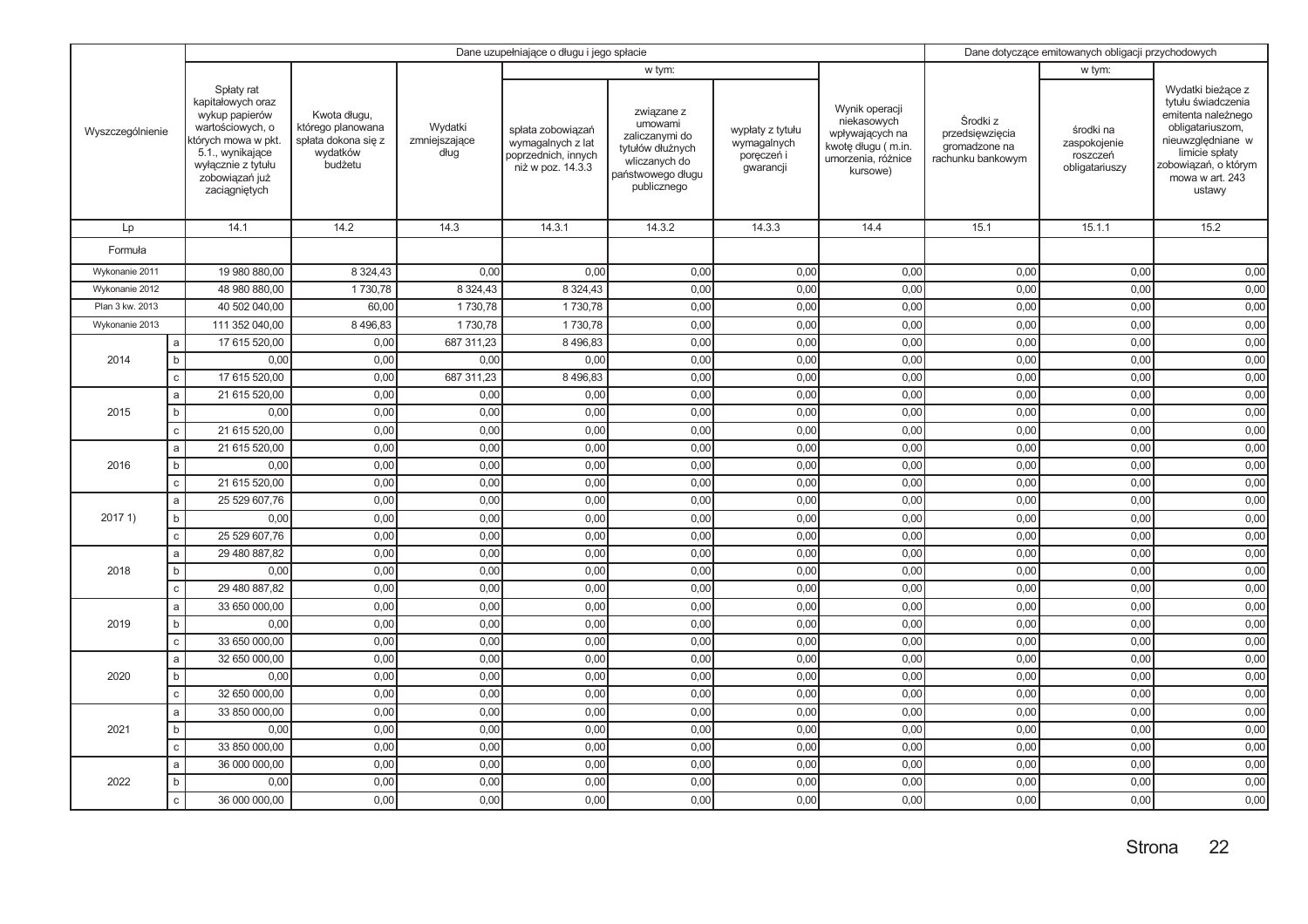| Wyszczególnienie | | Dane uzupełniające o długu i jego spłacie | | | | | | | Dane dotyczące emitowanych obligacji przychodowych | | |
|---|---|---|---|---|---|---|---|---|---|---|---|
| | | | | | w tym: | | | | | w tym: | |
| | | Spłaty rat kapitałowych oraz wykup papierów wartościowych, o których mowa w pkt. 5.1., wynikające wyłącznie z tytułu zobowiązań już zaciągniętych | Kwota długu, którego planowana spłata dokona się z wydatków budżetu | Wydatki zmniejszające dług | spłata zobowiązań wymagalnych z lat poprzednich, innych niż w poz. 14.3.3 | związane z umowami zaliczanymi do tytułów dłużnych wliczanych do państwowego długu publicznego | wypłaty z tytułu wymagalnych poręczeń i gwarancji | Wynik operacji niekasowych wpływających na kwotę długu ( m.in. umorzenia, różnice kursowe) | Środki z przedsięwzięcia gromadzone na rachunku bankowym | środki na zaspokojenie roszczeń obligatariuszy | Wydatki bieżące z tytułu świadczenia emitenta należnego obligatariuszom, nieuwzględniane w limicie spłaty zobowiązań, o którym mowa w art. 243 ustawy |
| Lp | | 14.1 | 14.2 | 14.3 | 14.3.1 | 14.3.2 | 14.3.3 | 14.4 | 15.1 | 15.1.1 | 15.2 |
| Formuła | | | | | | | | | | | |
| Wykonanie 2011 | | 19 980 880,00 | 8 324,43 | 0,00 | 0,00 | 0,00 | 0,00 | 0,00 | 0,00 | 0,00 | 0,00 |
| Wykonanie 2012 | | 48 980 880,00 | 1 730,78 | 8 324,43 | 8 324,43 | 0,00 | 0,00 | 0,00 | 0,00 | 0,00 | 0,00 |
| Plan 3 kw. 2013 | | 40 502 040,00 | 60,00 | 1 730,78 | 1 730,78 | 0,00 | 0,00 | 0,00 | 0,00 | 0,00 | 0,00 |
| Wykonanie 2013 | | 111 352 040,00 | 8 496,83 | 1 730,78 | 1 730,78 | 0,00 | 0,00 | 0,00 | 0,00 | 0,00 | 0,00 |
| 2014 | a | 17 615 520,00 | 0,00 | 687 311,23 | 8 496,83 | 0,00 | 0,00 | 0,00 | 0,00 | 0,00 | 0,00 |
| | b | 0,00 | 0,00 | 0,00 | 0,00 | 0,00 | 0,00 | 0,00 | 0,00 | 0,00 | 0,00 |
| | c | 17 615 520,00 | 0,00 | 687 311,23 | 8 496,83 | 0,00 | 0,00 | 0,00 | 0,00 | 0,00 | 0,00 |
| 2015 | a | 21 615 520,00 | 0,00 | 0,00 | 0,00 | 0,00 | 0,00 | 0,00 | 0,00 | 0,00 | 0,00 |
| | b | 0,00 | 0,00 | 0,00 | 0,00 | 0,00 | 0,00 | 0,00 | 0,00 | 0,00 | 0,00 |
| | c | 21 615 520,00 | 0,00 | 0,00 | 0,00 | 0,00 | 0,00 | 0,00 | 0,00 | 0,00 | 0,00 |
| 2016 | a | 21 615 520,00 | 0,00 | 0,00 | 0,00 | 0,00 | 0,00 | 0,00 | 0,00 | 0,00 | 0,00 |
| | b | 0,00 | 0,00 | 0,00 | 0,00 | 0,00 | 0,00 | 0,00 | 0,00 | 0,00 | 0,00 |
| | c | 21 615 520,00 | 0,00 | 0,00 | 0,00 | 0,00 | 0,00 | 0,00 | 0,00 | 0,00 | 0,00 |
| 2017 1) | a | 25 529 607,76 | 0,00 | 0,00 | 0,00 | 0,00 | 0,00 | 0,00 | 0,00 | 0,00 | 0,00 |
| | b | 0,00 | 0,00 | 0,00 | 0,00 | 0,00 | 0,00 | 0,00 | 0,00 | 0,00 | 0,00 |
| | c | 25 529 607,76 | 0,00 | 0,00 | 0,00 | 0,00 | 0,00 | 0,00 | 0,00 | 0,00 | 0,00 |
| 2018 | a | 29 480 887,82 | 0,00 | 0,00 | 0,00 | 0,00 | 0,00 | 0,00 | 0,00 | 0,00 | 0,00 |
| | b | 0,00 | 0,00 | 0,00 | 0,00 | 0,00 | 0,00 | 0,00 | 0,00 | 0,00 | 0,00 |
| | c | 29 480 887,82 | 0,00 | 0,00 | 0,00 | 0,00 | 0,00 | 0,00 | 0,00 | 0,00 | 0,00 |
| 2019 | a | 33 650 000,00 | 0,00 | 0,00 | 0,00 | 0,00 | 0,00 | 0,00 | 0,00 | 0,00 | 0,00 |
| | b | 0,00 | 0,00 | 0,00 | 0,00 | 0,00 | 0,00 | 0,00 | 0,00 | 0,00 | 0,00 |
| | c | 33 650 000,00 | 0,00 | 0,00 | 0,00 | 0,00 | 0,00 | 0,00 | 0,00 | 0,00 | 0,00 |
| 2020 | a | 32 650 000,00 | 0,00 | 0,00 | 0,00 | 0,00 | 0,00 | 0,00 | 0,00 | 0,00 | 0,00 |
| | b | 0,00 | 0,00 | 0,00 | 0,00 | 0,00 | 0,00 | 0,00 | 0,00 | 0,00 | 0,00 |
| | c | 32 650 000,00 | 0,00 | 0,00 | 0,00 | 0,00 | 0,00 | 0,00 | 0,00 | 0,00 | 0,00 |
| 2021 | a | 33 850 000,00 | 0,00 | 0,00 | 0,00 | 0,00 | 0,00 | 0,00 | 0,00 | 0,00 | 0,00 |
| | b | 0,00 | 0,00 | 0,00 | 0,00 | 0,00 | 0,00 | 0,00 | 0,00 | 0,00 | 0,00 |
| | c | 33 850 000,00 | 0,00 | 0,00 | 0,00 | 0,00 | 0,00 | 0,00 | 0,00 | 0,00 | 0,00 |
| 2022 | a | 36 000 000,00 | 0,00 | 0,00 | 0,00 | 0,00 | 0,00 | 0,00 | 0,00 | 0,00 | 0,00 |
| | b | 0,00 | 0,00 | 0,00 | 0,00 | 0,00 | 0,00 | 0,00 | 0,00 | 0,00 | 0,00 |
| | c | 36 000 000,00 | 0,00 | 0,00 | 0,00 | 0,00 | 0,00 | 0,00 | 0,00 | 0,00 | 0,00 |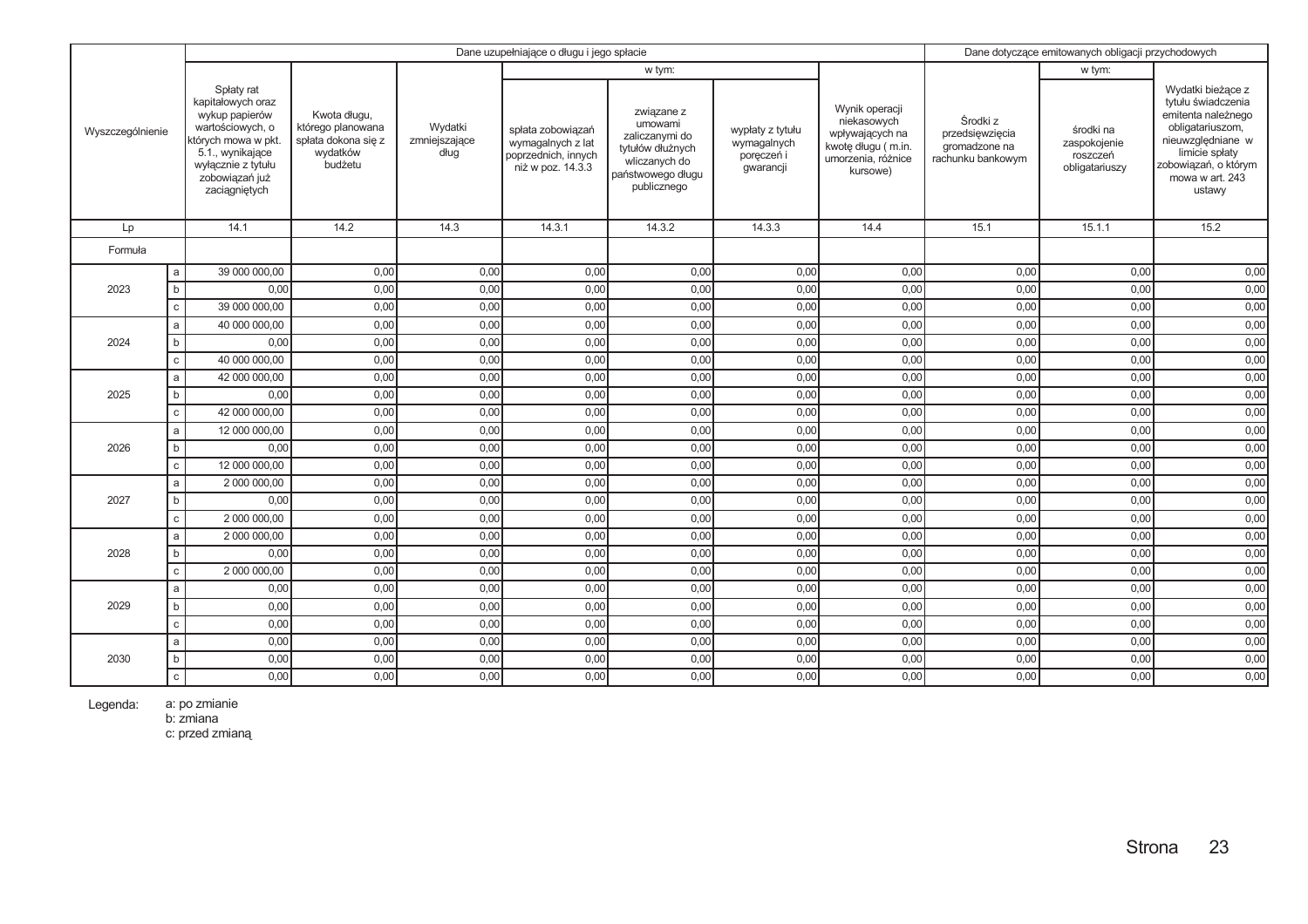| Wyszczególnienie | | Dane uzupełniające o długu i jego spłacie | | | | | | | Dane dotyczące emitowanych obligacji przychodowych | | |
|---|---|---|---|---|---|---|---|---|---|---|---|
| | | | | | w tym: | | | | | w tym: | |
| | | Spłaty rat kapitałowych oraz wykup papierów wartościowych, o których mowa w pkt. 5.1., wynikające wyłącznie z tytułu zobowiązań już zaciągniętych | Kwota długu, którego planowana spłata dokona się z wydatków budżetu | Wydatki zmniejszające dług | spłata zobowiązań wymagalnych z lat poprzednich, innych niż w poz. 14.3.3 | związane z umowami zaliczanymi do tytułów dłużnych wliczanych do państwowego długu publicznego | wypłaty z tytułu wymagalnych poręczeń i gwarancji | Wynik operacji niekasowych wpływających na kwotę długu ( m.in. umorzenia, różnice kursowe) | Środki z przedsięwzięcia gromadzone na rachunku bankowym | środki na zaspokojenie roszczeń obligatariuszy | Wydatki bieżące z tytułu świadczenia emitenta należnego obligatariuszom, nieuwzględniane w limicie spłaty zobowiązań, o którym mowa w art. 243 ustawy |
| Lp | | 14.1 | 14.2 | 14.3 | 14.3.1 | 14.3.2 | 14.3.3 | 14.4 | 15.1 | 15.1.1 | 15.2 |
| Formuła | | | | | | | | | | | |
| 2023 | a | 39 000 000,00 | 0,00 | 0,00 | 0,00 | 0,00 | 0,00 | 0,00 | 0,00 | 0,00 | 0,00 |
| | b | 0,00 | 0,00 | 0,00 | 0,00 | 0,00 | 0,00 | 0,00 | 0,00 | 0,00 | 0,00 |
| | c | 39 000 000,00 | 0,00 | 0,00 | 0,00 | 0,00 | 0,00 | 0,00 | 0,00 | 0,00 | 0,00 |
| 2024 | a | 40 000 000,00 | 0,00 | 0,00 | 0,00 | 0,00 | 0,00 | 0,00 | 0,00 | 0,00 | 0,00 |
| | b | 0,00 | 0,00 | 0,00 | 0,00 | 0,00 | 0,00 | 0,00 | 0,00 | 0,00 | 0,00 |
| | c | 40 000 000,00 | 0,00 | 0,00 | 0,00 | 0,00 | 0,00 | 0,00 | 0,00 | 0,00 | 0,00 |
| 2025 | a | 42 000 000,00 | 0,00 | 0,00 | 0,00 | 0,00 | 0,00 | 0,00 | 0,00 | 0,00 | 0,00 |
| | b | 0,00 | 0,00 | 0,00 | 0,00 | 0,00 | 0,00 | 0,00 | 0,00 | 0,00 | 0,00 |
| | c | 42 000 000,00 | 0,00 | 0,00 | 0,00 | 0,00 | 0,00 | 0,00 | 0,00 | 0,00 | 0,00 |
| 2026 | a | 12 000 000,00 | 0,00 | 0,00 | 0,00 | 0,00 | 0,00 | 0,00 | 0,00 | 0,00 | 0,00 |
| | b | 0,00 | 0,00 | 0,00 | 0,00 | 0,00 | 0,00 | 0,00 | 0,00 | 0,00 | 0,00 |
| | c | 12 000 000,00 | 0,00 | 0,00 | 0,00 | 0,00 | 0,00 | 0,00 | 0,00 | 0,00 | 0,00 |
| 2027 | a | 2 000 000,00 | 0,00 | 0,00 | 0,00 | 0,00 | 0,00 | 0,00 | 0,00 | 0,00 | 0,00 |
| | b | 0,00 | 0,00 | 0,00 | 0,00 | 0,00 | 0,00 | 0,00 | 0,00 | 0,00 | 0,00 |
| | c | 2 000 000,00 | 0,00 | 0,00 | 0,00 | 0,00 | 0,00 | 0,00 | 0,00 | 0,00 | 0,00 |
| 2028 | a | 2 000 000,00 | 0,00 | 0,00 | 0,00 | 0,00 | 0,00 | 0,00 | 0,00 | 0,00 | 0,00 |
| | b | 0,00 | 0,00 | 0,00 | 0,00 | 0,00 | 0,00 | 0,00 | 0,00 | 0,00 | 0,00 |
| | c | 2 000 000,00 | 0,00 | 0,00 | 0,00 | 0,00 | 0,00 | 0,00 | 0,00 | 0,00 | 0,00 |
| 2029 | a | 0,00 | 0,00 | 0,00 | 0,00 | 0,00 | 0,00 | 0,00 | 0,00 | 0,00 | 0,00 |
| | b | 0,00 | 0,00 | 0,00 | 0,00 | 0,00 | 0,00 | 0,00 | 0,00 | 0,00 | 0,00 |
| | c | 0,00 | 0,00 | 0,00 | 0,00 | 0,00 | 0,00 | 0,00 | 0,00 | 0,00 | 0,00 |
| 2030 | a | 0,00 | 0,00 | 0,00 | 0,00 | 0,00 | 0,00 | 0,00 | 0,00 | 0,00 | 0,00 |
| | b | 0,00 | 0,00 | 0,00 | 0,00 | 0,00 | 0,00 | 0,00 | 0,00 | 0,00 | 0,00 |
| | c | 0,00 | 0,00 | 0,00 | 0,00 | 0,00 | 0,00 | 0,00 | 0,00 | 0,00 | 0,00 |

Legenda:
a: po zmianie
b: zmiana
c: przed zmianą